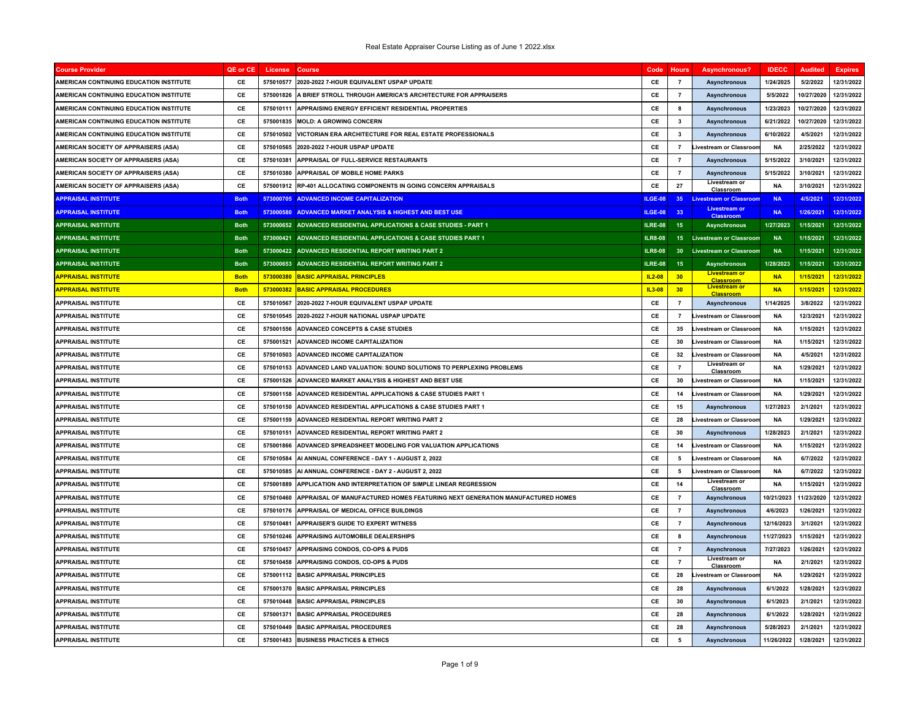Real Estate Appraiser Course Listing as of June 1 2022.xlsx

| Course Provider | QE or CE | License | Course | Code | Hours | Asynchronous? | IDECC | Audited | Expires |
|---|---|---|---|---|---|---|---|---|---|
| AMERICAN CONTINUING EDUCATION INSTITUTE | CE | 575010577 | 2020-2022 7-HOUR EQUIVALENT USPAP UPDATE | CE | 7 | Asynchronous | 1/24/2025 | 5/2/2022 | 12/31/2022 |
| AMERICAN CONTINUING EDUCATION INSTITUTE | CE | 575001826 | A BRIEF STROLL THROUGH AMERICA'S ARCHITECTURE FOR APPRAISERS | CE | 7 | Asynchronous | 5/5/2022 | 10/27/2020 | 12/31/2022 |
| AMERICAN CONTINUING EDUCATION INSTITUTE | CE | 575010111 | APPRAISING ENERGY EFFICIENT RESIDENTIAL PROPERTIES | CE | 8 | Asynchronous | 1/23/2023 | 10/27/2020 | 12/31/2022 |
| AMERICAN CONTINUING EDUCATION INSTITUTE | CE | 575001835 | MOLD: A GROWING CONCERN | CE | 3 | Asynchronous | 6/21/2022 | 10/27/2020 | 12/31/2022 |
| AMERICAN CONTINUING EDUCATION INSTITUTE | CE | 575010502 | VICTORIAN ERA ARCHITECTURE FOR REAL ESTATE PROFESSIONALS | CE | 3 | Asynchronous | 6/10/2022 | 4/5/2021 | 12/31/2022 |
| AMERICAN SOCIETY OF APPRAISERS (ASA) | CE | 575010565 | 2020-2022 7-HOUR USPAP UPDATE | CE | 7 | Livestream or Classroom | NA | 2/25/2022 | 12/31/2022 |
| AMERICAN SOCIETY OF APPRAISERS (ASA) | CE | 575010381 | APPRAISAL OF FULL-SERVICE RESTAURANTS | CE | 7 | Asynchronous | 5/15/2022 | 3/10/2021 | 12/31/2022 |
| AMERICAN SOCIETY OF APPRAISERS (ASA) | CE | 575010380 | APPRAISAL OF MOBILE HOME PARKS | CE | 7 | Asynchronous | 5/15/2022 | 3/10/2021 | 12/31/2022 |
| AMERICAN SOCIETY OF APPRAISERS (ASA) | CE | 575001912 | RP-401 ALLOCATING COMPONENTS IN GOING CONCERN APPRAISALS | CE | 27 | Livestream or Classroom | NA | 3/10/2021 | 12/31/2022 |
| APPRAISAL INSTITUTE | Both | 573000705 | ADVANCED INCOME CAPITALIZATION | ILGE-08 | 35 | Livestream or Classroom | NA | 4/5/2021 | 12/31/2022 |
| APPRAISAL INSTITUTE | Both | 573000580 | ADVANCED MARKET ANALYSIS & HIGHEST AND BEST USE | ILGE-08 | 33 | Livestream or Classroom | NA | 1/26/2021 | 12/31/2022 |
| APPRAISAL INSTITUTE | Both | 573000652 | ADVANCED RESIDENTIAL APPLICATIONS & CASE STUDIES - PART 1 | ILRE-08 | 15 | Asynchronous | 1/27/2023 | 1/15/2021 | 12/31/2022 |
| APPRAISAL INSTITUTE | Both | 573000421 | ADVANCED RESIDENTIAL APPLICATIONS & CASE STUDIES PART 1 | ILR8-08 | 15 | Livestream or Classroom | NA | 1/15/2021 | 12/31/2022 |
| APPRAISAL INSTITUTE | Both | 573000422 | ADVANCED RESIDENTIAL REPORT WRITING PART 2 | ILR8-08 | 30 | Livestream or Classroom | NA | 1/15/2021 | 12/31/2022 |
| APPRAISAL INSTITUTE | Both | 573000653 | ADVANCED RESIDENTIAL REPORT WRITING PART 2 | ILRE-08 | 15 | Asynchronous | 1/28/2023 | 1/15/2021 | 12/31/2022 |
| APPRAISAL INSTITUTE | Both | 573000380 | BASIC APPRAISAL PRINCIPLES | IL2-08 | 30 | Livestream or Classroom | NA | 1/15/2021 | 12/31/2022 |
| APPRAISAL INSTITUTE | Both | 573000382 | BASIC APPRAISAL PROCEDURES | IL3-08 | 30 | Livestream or Classroom | NA | 1/15/2021 | 12/31/2022 |
| APPRAISAL INSTITUTE | CE | 575010567 | 2020-2022 7-HOUR EQUIVALENT USPAP UPDATE | CE | 7 | Asynchronous | 1/14/2025 | 3/8/2022 | 12/31/2022 |
| APPRAISAL INSTITUTE | CE | 575010545 | 2020-2022 7-HOUR NATIONAL USPAP UPDATE | CE | 7 | Livestream or Classroom | NA | 12/3/2021 | 12/31/2022 |
| APPRAISAL INSTITUTE | CE | 575001556 | ADVANCED CONCEPTS & CASE STUDIES | CE | 35 | Livestream or Classroom | NA | 1/15/2021 | 12/31/2022 |
| APPRAISAL INSTITUTE | CE | 575001521 | ADVANCED INCOME CAPITALIZATION | CE | 30 | Livestream or Classroom | NA | 1/15/2021 | 12/31/2022 |
| APPRAISAL INSTITUTE | CE | 575010503 | ADVANCED INCOME CAPITALIZATION | CE | 32 | Livestream or Classroom | NA | 4/5/2021 | 12/31/2022 |
| APPRAISAL INSTITUTE | CE | 575010153 | ADVANCED LAND VALUATION: SOUND SOLUTIONS TO PERPLEXING PROBLEMS | CE | 7 | Livestream or Classroom | NA | 1/29/2021 | 12/31/2022 |
| APPRAISAL INSTITUTE | CE | 575001526 | ADVANCED MARKET ANALYSIS & HIGHEST AND BEST USE | CE | 30 | Livestream or Classroom | NA | 1/15/2021 | 12/31/2022 |
| APPRAISAL INSTITUTE | CE | 575001158 | ADVANCED RESIDENTIAL APPLICATIONS & CASE STUDIES PART 1 | CE | 14 | Livestream or Classroom | NA | 1/29/2021 | 12/31/2022 |
| APPRAISAL INSTITUTE | CE | 575010150 | ADVANCED RESIDENTIAL APPLICATIONS & CASE STUDIES PART 1 | CE | 15 | Asynchronous | 1/27/2023 | 2/1/2021 | 12/31/2022 |
| APPRAISAL INSTITUTE | CE | 575001159 | ADVANCED RESIDENTIAL REPORT WRITING PART 2 | CE | 28 | Livestream or Classroom | NA | 1/29/2021 | 12/31/2022 |
| APPRAISAL INSTITUTE | CE | 575010151 | ADVANCED RESIDENTIAL REPORT WRITING PART 2 | CE | 30 | Asynchronous | 1/28/2023 | 2/1/2021 | 12/31/2022 |
| APPRAISAL INSTITUTE | CE | 575001866 | ADVANCED SPREADSHEET MODELING FOR VALUATION APPLICATIONS | CE | 14 | Livestream or Classroom | NA | 1/15/2021 | 12/31/2022 |
| APPRAISAL INSTITUTE | CE | 575010584 | AI ANNUAL CONFERENCE - DAY 1 - AUGUST 2, 2022 | CE | 5 | Livestream or Classroom | NA | 6/7/2022 | 12/31/2022 |
| APPRAISAL INSTITUTE | CE | 575010585 | AI ANNUAL CONFERENCE - DAY 2 - AUGUST 2, 2022 | CE | 5 | Livestream or Classroom | NA | 6/7/2022 | 12/31/2022 |
| APPRAISAL INSTITUTE | CE | 575001889 | APPLICATION AND INTERPRETATION OF SIMPLE LINEAR REGRESSION | CE | 14 | Livestream or Classroom | NA | 1/15/2021 | 12/31/2022 |
| APPRAISAL INSTITUTE | CE | 575010460 | APPRAISAL OF MANUFACTURED HOMES FEATURING NEXT GENERATION MANUFACTURED HOMES | CE | 7 | Asynchronous | 10/21/2023 | 11/23/2020 | 12/31/2022 |
| APPRAISAL INSTITUTE | CE | 575010176 | APPRAISAL OF MEDICAL OFFICE BUILDINGS | CE | 7 | Asynchronous | 4/6/2023 | 1/26/2021 | 12/31/2022 |
| APPRAISAL INSTITUTE | CE | 575010481 | APPRAISER'S GUIDE TO EXPERT WITNESS | CE | 7 | Asynchronous | 12/16/2023 | 3/1/2021 | 12/31/2022 |
| APPRAISAL INSTITUTE | CE | 575010246 | APPRAISING AUTOMOBILE DEALERSHIPS | CE | 8 | Asynchronous | 11/27/2023 | 1/15/2021 | 12/31/2022 |
| APPRAISAL INSTITUTE | CE | 575010457 | APPRAISING CONDOS, CO-OPS & PUDS | CE | 7 | Asynchronous | 7/27/2023 | 1/26/2021 | 12/31/2022 |
| APPRAISAL INSTITUTE | CE | 575010458 | APPRAISING CONDOS, CO-OPS & PUDS | CE | 7 | Livestream or Classroom | NA | 2/1/2021 | 12/31/2022 |
| APPRAISAL INSTITUTE | CE | 575001112 | BASIC APPRAISAL PRINCIPLES | CE | 28 | Livestream or Classroom | NA | 1/29/2021 | 12/31/2022 |
| APPRAISAL INSTITUTE | CE | 575001370 | BASIC APPRAISAL PRINCIPLES | CE | 28 | Asynchronous | 6/1/2022 | 1/28/2021 | 12/31/2022 |
| APPRAISAL INSTITUTE | CE | 575010448 | BASIC APPRAISAL PRINCIPLES | CE | 30 | Asynchronous | 6/1/2023 | 2/1/2021 | 12/31/2022 |
| APPRAISAL INSTITUTE | CE | 575001371 | BASIC APPRAISAL PROCEDURES | CE | 28 | Asynchronous | 6/1/2022 | 1/28/2021 | 12/31/2022 |
| APPRAISAL INSTITUTE | CE | 575010449 | BASIC APPRAISAL PROCEDURES | CE | 28 | Asynchronous | 5/28/2023 | 2/1/2021 | 12/31/2022 |
| APPRAISAL INSTITUTE | CE | 575001483 | BUSINESS PRACTICES & ETHICS | CE | 5 | Asynchronous | 11/26/2022 | 1/28/2021 | 12/31/2022 |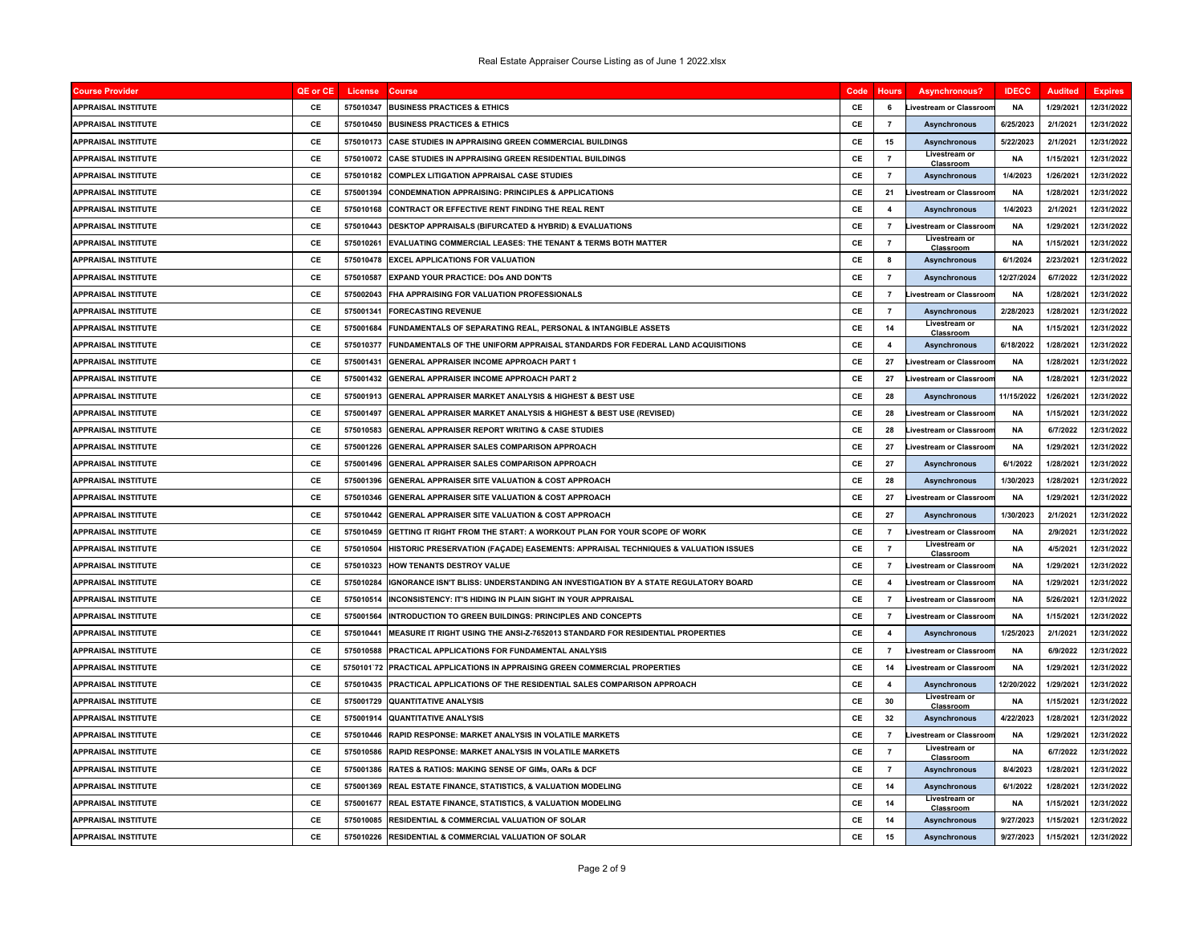| Course Provider | QE or CE | License | Course | Code | Hours | Asynchronous? | IDECC | Audited | Expires |
|---|---|---|---|---|---|---|---|---|---|
| APPRAISAL INSTITUTE | CE | 575010347 | BUSINESS PRACTICES & ETHICS | CE | 6 | Livestream or Classroom | NA | 1/29/2021 | 12/31/2022 |
| APPRAISAL INSTITUTE | CE | 575010450 | BUSINESS PRACTICES & ETHICS | CE | 7 | Asynchronous | 6/25/2023 | 2/1/2021 | 12/31/2022 |
| APPRAISAL INSTITUTE | CE | 575010173 | CASE STUDIES IN APPRAISING GREEN COMMERCIAL BUILDINGS | CE | 15 | Asynchronous | 5/22/2023 | 2/1/2021 | 12/31/2022 |
| APPRAISAL INSTITUTE | CE | 575010072 | CASE STUDIES IN APPRAISING GREEN RESIDENTIAL BUILDINGS | CE | 7 | Livestream or Classroom | NA | 1/15/2021 | 12/31/2022 |
| APPRAISAL INSTITUTE | CE | 575010182 | COMPLEX LITIGATION APPRAISAL CASE STUDIES | CE | 7 | Asynchronous | 1/4/2023 | 1/26/2021 | 12/31/2022 |
| APPRAISAL INSTITUTE | CE | 575001394 | CONDEMNATION APPRAISING: PRINCIPLES & APPLICATIONS | CE | 21 | Livestream or Classroom | NA | 1/28/2021 | 12/31/2022 |
| APPRAISAL INSTITUTE | CE | 575010168 | CONTRACT OR EFFECTIVE RENT FINDING THE REAL RENT | CE | 4 | Asynchronous | 1/4/2023 | 2/1/2021 | 12/31/2022 |
| APPRAISAL INSTITUTE | CE | 575010443 | DESKTOP APPRAISALS (BIFURCATED & HYBRID) & EVALUATIONS | CE | 7 | Livestream or Classroom | NA | 1/29/2021 | 12/31/2022 |
| APPRAISAL INSTITUTE | CE | 575010261 | EVALUATING COMMERCIAL LEASES: THE TENANT & TERMS BOTH MATTER | CE | 7 | Livestream or Classroom | NA | 1/15/2021 | 12/31/2022 |
| APPRAISAL INSTITUTE | CE | 575010478 | EXCEL APPLICATIONS FOR VALUATION | CE | 8 | Asynchronous | 6/1/2024 | 2/23/2021 | 12/31/2022 |
| APPRAISAL INSTITUTE | CE | 575010587 | EXPAND YOUR PRACTICE: DOs AND DON'TS | CE | 7 | Asynchronous | 12/27/2024 | 6/7/2022 | 12/31/2022 |
| APPRAISAL INSTITUTE | CE | 575002043 | FHA APPRAISING FOR VALUATION PROFESSIONALS | CE | 7 | Livestream or Classroom | NA | 1/28/2021 | 12/31/2022 |
| APPRAISAL INSTITUTE | CE | 575001341 | FORECASTING REVENUE | CE | 7 | Asynchronous | 2/28/2023 | 1/28/2021 | 12/31/2022 |
| APPRAISAL INSTITUTE | CE | 575001684 | FUNDAMENTALS OF SEPARATING REAL, PERSONAL & INTANGIBLE ASSETS | CE | 14 | Livestream or Classroom | NA | 1/15/2021 | 12/31/2022 |
| APPRAISAL INSTITUTE | CE | 575010377 | FUNDAMENTALS OF THE UNIFORM APPRAISAL STANDARDS FOR FEDERAL LAND ACQUISITIONS | CE | 4 | Asynchronous | 6/18/2022 | 1/28/2021 | 12/31/2022 |
| APPRAISAL INSTITUTE | CE | 575001431 | GENERAL APPRAISER INCOME APPROACH PART 1 | CE | 27 | Livestream or Classroom | NA | 1/28/2021 | 12/31/2022 |
| APPRAISAL INSTITUTE | CE | 575001432 | GENERAL APPRAISER INCOME APPROACH PART 2 | CE | 27 | Livestream or Classroom | NA | 1/28/2021 | 12/31/2022 |
| APPRAISAL INSTITUTE | CE | 575001913 | GENERAL APPRAISER MARKET ANALYSIS & HIGHEST & BEST USE | CE | 28 | Asynchronous | 11/15/2022 | 1/26/2021 | 12/31/2022 |
| APPRAISAL INSTITUTE | CE | 575001497 | GENERAL APPRAISER MARKET ANALYSIS & HIGHEST & BEST USE (REVISED) | CE | 28 | Livestream or Classroom | NA | 1/15/2021 | 12/31/2022 |
| APPRAISAL INSTITUTE | CE | 575010583 | GENERAL APPRAISER REPORT WRITING & CASE STUDIES | CE | 28 | Livestream or Classroom | NA | 6/7/2022 | 12/31/2022 |
| APPRAISAL INSTITUTE | CE | 575001226 | GENERAL APPRAISER SALES COMPARISON APPROACH | CE | 27 | Livestream or Classroom | NA | 1/29/2021 | 12/31/2022 |
| APPRAISAL INSTITUTE | CE | 575001496 | GENERAL APPRAISER SALES COMPARISON APPROACH | CE | 27 | Asynchronous | 6/1/2022 | 1/28/2021 | 12/31/2022 |
| APPRAISAL INSTITUTE | CE | 575001396 | GENERAL APPRAISER SITE VALUATION & COST APPROACH | CE | 28 | Asynchronous | 1/30/2023 | 1/28/2021 | 12/31/2022 |
| APPRAISAL INSTITUTE | CE | 575010346 | GENERAL APPRAISER SITE VALUATION & COST APPROACH | CE | 27 | Livestream or Classroom | NA | 1/29/2021 | 12/31/2022 |
| APPRAISAL INSTITUTE | CE | 575010442 | GENERAL APPRAISER SITE VALUATION & COST APPROACH | CE | 27 | Asynchronous | 1/30/2023 | 2/1/2021 | 12/31/2022 |
| APPRAISAL INSTITUTE | CE | 575010459 | GETTING IT RIGHT FROM THE START: A WORKOUT PLAN FOR YOUR SCOPE OF WORK | CE | 7 | Livestream or Classroom | NA | 2/9/2021 | 12/31/2022 |
| APPRAISAL INSTITUTE | CE | 575010504 | HISTORIC PRESERVATION (FAÇADE) EASEMENTS: APPRAISAL TECHNIQUES & VALUATION ISSUES | CE | 7 | Livestream or Classroom | NA | 4/5/2021 | 12/31/2022 |
| APPRAISAL INSTITUTE | CE | 575010323 | HOW TENANTS DESTROY VALUE | CE | 7 | Livestream or Classroom | NA | 1/29/2021 | 12/31/2022 |
| APPRAISAL INSTITUTE | CE | 575010284 | IGNORANCE ISN'T BLISS: UNDERSTANDING AN INVESTIGATION BY A STATE REGULATORY BOARD | CE | 4 | Livestream or Classroom | NA | 1/29/2021 | 12/31/2022 |
| APPRAISAL INSTITUTE | CE | 575010514 | INCONSISTENCY: IT'S HIDING IN PLAIN SIGHT IN YOUR APPRAISAL | CE | 7 | Livestream or Classroom | NA | 5/26/2021 | 12/31/2022 |
| APPRAISAL INSTITUTE | CE | 575001564 | INTRODUCTION TO GREEN BUILDINGS: PRINCIPLES AND CONCEPTS | CE | 7 | Livestream or Classroom | NA | 1/15/2021 | 12/31/2022 |
| APPRAISAL INSTITUTE | CE | 575010441 | MEASURE IT RIGHT USING THE ANSI-Z-7652013 STANDARD FOR RESIDENTIAL PROPERTIES | CE | 4 | Asynchronous | 1/25/2023 | 2/1/2021 | 12/31/2022 |
| APPRAISAL INSTITUTE | CE | 575010588 | PRACTICAL APPLICATIONS FOR FUNDAMENTAL ANALYSIS | CE | 7 | Livestream or Classroom | NA | 6/9/2022 | 12/31/2022 |
| APPRAISAL INSTITUTE | CE | 5750101`72 | PRACTICAL APPLICATIONS IN APPRAISING GREEN COMMERCIAL PROPERTIES | CE | 14 | Livestream or Classroom | NA | 1/29/2021 | 12/31/2022 |
| APPRAISAL INSTITUTE | CE | 575010435 | PRACTICAL APPLICATIONS OF THE RESIDENTIAL SALES COMPARISON APPROACH | CE | 4 | Asynchronous | 12/20/2022 | 1/29/2021 | 12/31/2022 |
| APPRAISAL INSTITUTE | CE | 575001729 | QUANTITATIVE ANALYSIS | CE | 30 | Livestream or Classroom | NA | 1/15/2021 | 12/31/2022 |
| APPRAISAL INSTITUTE | CE | 575001914 | QUANTITATIVE ANALYSIS | CE | 32 | Asynchronous | 4/22/2023 | 1/28/2021 | 12/31/2022 |
| APPRAISAL INSTITUTE | CE | 575010446 | RAPID RESPONSE: MARKET ANALYSIS IN VOLATILE MARKETS | CE | 7 | Livestream or Classroom | NA | 1/29/2021 | 12/31/2022 |
| APPRAISAL INSTITUTE | CE | 575010586 | RAPID RESPONSE: MARKET ANALYSIS IN VOLATILE MARKETS | CE | 7 | Livestream or Classroom | NA | 6/7/2022 | 12/31/2022 |
| APPRAISAL INSTITUTE | CE | 575001386 | RATES & RATIOS: MAKING SENSE OF GIMs, OARs & DCF | CE | 7 | Asynchronous | 8/4/2023 | 1/28/2021 | 12/31/2022 |
| APPRAISAL INSTITUTE | CE | 575001369 | REAL ESTATE FINANCE, STATISTICS, & VALUATION MODELING | CE | 14 | Asynchronous | 6/1/2022 | 1/28/2021 | 12/31/2022 |
| APPRAISAL INSTITUTE | CE | 575001677 | REAL ESTATE FINANCE, STATISTICS, & VALUATION MODELING | CE | 14 | Livestream or Classroom | NA | 1/15/2021 | 12/31/2022 |
| APPRAISAL INSTITUTE | CE | 575010085 | RESIDENTIAL & COMMERCIAL VALUATION OF SOLAR | CE | 14 | Asynchronous | 9/27/2023 | 1/15/2021 | 12/31/2022 |
| APPRAISAL INSTITUTE | CE | 575010226 | RESIDENTIAL & COMMERCIAL VALUATION OF SOLAR | CE | 15 | Asynchronous | 9/27/2023 | 1/15/2021 | 12/31/2022 |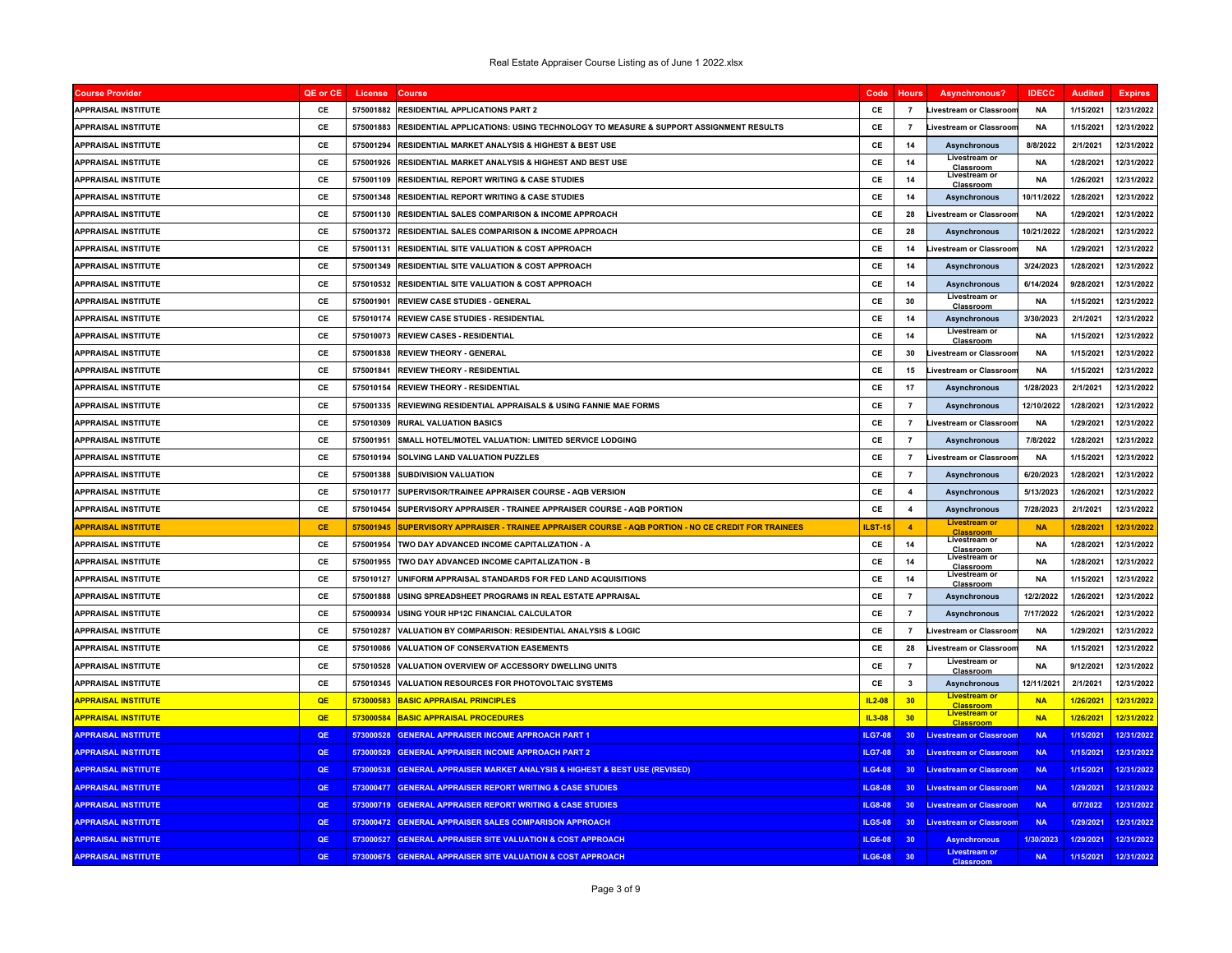| Course Provider | QE or CE | License | Course | Code | Hours | Asynchronous? | IDECC | Audited | Expires |
|---|---|---|---|---|---|---|---|---|---|
| APPRAISAL INSTITUTE | CE | 575001882 | RESIDENTIAL APPLICATIONS PART 2 | CE | 7 | Livestream or Classroom | NA | 1/15/2021 | 12/31/2022 |
| APPRAISAL INSTITUTE | CE | 575001883 | RESIDENTIAL APPLICATIONS: USING TECHNOLOGY TO MEASURE & SUPPORT ASSIGNMENT RESULTS | CE | 7 | Livestream or Classroom | NA | 1/15/2021 | 12/31/2022 |
| APPRAISAL INSTITUTE | CE | 575001294 | RESIDENTIAL MARKET ANALYSIS & HIGHEST & BEST USE | CE | 14 | Asynchronous | 8/8/2022 | 2/1/2021 | 12/31/2022 |
| APPRAISAL INSTITUTE | CE | 575001926 | RESIDENTIAL MARKET ANALYSIS & HIGHEST AND BEST USE | CE | 14 | Livestream or Classroom | NA | 1/28/2021 | 12/31/2022 |
| APPRAISAL INSTITUTE | CE | 575001109 | RESIDENTIAL REPORT WRITING & CASE STUDIES | CE | 14 | Livestream or Classroom | NA | 1/26/2021 | 12/31/2022 |
| APPRAISAL INSTITUTE | CE | 575001348 | RESIDENTIAL REPORT WRITING & CASE STUDIES | CE | 14 | Asynchronous | 10/11/2022 | 1/28/2021 | 12/31/2022 |
| APPRAISAL INSTITUTE | CE | 575001130 | RESIDENTIAL SALES COMPARISON & INCOME APPROACH | CE | 28 | Livestream or Classroom | NA | 1/29/2021 | 12/31/2022 |
| APPRAISAL INSTITUTE | CE | 575001372 | RESIDENTIAL SALES COMPARISON & INCOME APPROACH | CE | 28 | Asynchronous | 10/21/2022 | 1/28/2021 | 12/31/2022 |
| APPRAISAL INSTITUTE | CE | 575001131 | RESIDENTIAL SITE VALUATION & COST APPROACH | CE | 14 | Livestream or Classroom | NA | 1/29/2021 | 12/31/2022 |
| APPRAISAL INSTITUTE | CE | 575001349 | RESIDENTIAL SITE VALUATION & COST APPROACH | CE | 14 | Asynchronous | 3/24/2023 | 1/28/2021 | 12/31/2022 |
| APPRAISAL INSTITUTE | CE | 575010532 | RESIDENTIAL SITE VALUATION & COST APPROACH | CE | 14 | Asynchronous | 6/14/2024 | 9/28/2021 | 12/31/2022 |
| APPRAISAL INSTITUTE | CE | 575001901 | REVIEW CASE STUDIES - GENERAL | CE | 30 | Livestream or Classroom | NA | 1/15/2021 | 12/31/2022 |
| APPRAISAL INSTITUTE | CE | 575010174 | REVIEW CASE STUDIES - RESIDENTIAL | CE | 14 | Asynchronous | 3/30/2023 | 2/1/2021 | 12/31/2022 |
| APPRAISAL INSTITUTE | CE | 575010073 | REVIEW CASES - RESIDENTIAL | CE | 14 | Livestream or Classroom | NA | 1/15/2021 | 12/31/2022 |
| APPRAISAL INSTITUTE | CE | 575001838 | REVIEW THEORY - GENERAL | CE | 30 | Livestream or Classroom | NA | 1/15/2021 | 12/31/2022 |
| APPRAISAL INSTITUTE | CE | 575001841 | REVIEW THEORY - RESIDENTIAL | CE | 15 | Livestream or Classroom | NA | 1/15/2021 | 12/31/2022 |
| APPRAISAL INSTITUTE | CE | 575010154 | REVIEW THEORY - RESIDENTIAL | CE | 17 | Asynchronous | 1/28/2023 | 2/1/2021 | 12/31/2022 |
| APPRAISAL INSTITUTE | CE | 575001335 | REVIEWING RESIDENTIAL APPRAISALS & USING FANNIE MAE FORMS | CE | 7 | Asynchronous | 12/10/2022 | 1/28/2021 | 12/31/2022 |
| APPRAISAL INSTITUTE | CE | 575010309 | RURAL VALUATION BASICS | CE | 7 | Livestream or Classroom | NA | 1/29/2021 | 12/31/2022 |
| APPRAISAL INSTITUTE | CE | 575001951 | SMALL HOTEL/MOTEL VALUATION: LIMITED SERVICE LODGING | CE | 7 | Asynchronous | 7/8/2022 | 1/28/2021 | 12/31/2022 |
| APPRAISAL INSTITUTE | CE | 575010194 | SOLVING LAND VALUATION PUZZLES | CE | 7 | Livestream or Classroom | NA | 1/15/2021 | 12/31/2022 |
| APPRAISAL INSTITUTE | CE | 575001388 | SUBDIVISION VALUATION | CE | 7 | Asynchronous | 6/20/2023 | 1/28/2021 | 12/31/2022 |
| APPRAISAL INSTITUTE | CE | 575010177 | SUPERVISOR/TRAINEE APPRAISER COURSE - AQB VERSION | CE | 4 | Asynchronous | 5/13/2023 | 1/26/2021 | 12/31/2022 |
| APPRAISAL INSTITUTE | CE | 575010454 | SUPERVISORY APPRAISER - TRAINEE APPRAISER COURSE - AQB PORTION | CE | 4 | Asynchronous | 7/28/2023 | 2/1/2021 | 12/31/2022 |
| APPRAISAL INSTITUTE | CE | 575001945 | SUPERVISORY APPRAISER - TRAINEE APPRAISER COURSE - AQB PORTION - NO CE CREDIT FOR TRAINEES | ILST-15 | 4 | Livestream or Classroom | NA | 1/28/2021 | 12/31/2022 |
| APPRAISAL INSTITUTE | CE | 575001954 | TWO DAY ADVANCED INCOME CAPITALIZATION - A | CE | 14 | Livestream or Classroom | NA | 1/28/2021 | 12/31/2022 |
| APPRAISAL INSTITUTE | CE | 575001955 | TWO DAY ADVANCED INCOME CAPITALIZATION - B | CE | 14 | Livestream or Classroom | NA | 1/28/2021 | 12/31/2022 |
| APPRAISAL INSTITUTE | CE | 575010127 | UNIFORM APPRAISAL STANDARDS FOR FED LAND ACQUISITIONS | CE | 14 | Livestream or Classroom | NA | 1/15/2021 | 12/31/2022 |
| APPRAISAL INSTITUTE | CE | 575001888 | USING SPREADSHEET PROGRAMS IN REAL ESTATE APPRAISAL | CE | 7 | Asynchronous | 12/2/2022 | 1/26/2021 | 12/31/2022 |
| APPRAISAL INSTITUTE | CE | 575000934 | USING YOUR HP12C FINANCIAL CALCULATOR | CE | 7 | Asynchronous | 7/17/2022 | 1/26/2021 | 12/31/2022 |
| APPRAISAL INSTITUTE | CE | 575010287 | VALUATION BY COMPARISON: RESIDENTIAL ANALYSIS & LOGIC | CE | 7 | Livestream or Classroom | NA | 1/29/2021 | 12/31/2022 |
| APPRAISAL INSTITUTE | CE | 575010086 | VALUATION OF CONSERVATION EASEMENTS | CE | 28 | Livestream or Classroom | NA | 1/15/2021 | 12/31/2022 |
| APPRAISAL INSTITUTE | CE | 575010528 | VALUATION OVERVIEW OF ACCESSORY DWELLING UNITS | CE | 7 | Livestream or Classroom | NA | 9/12/2021 | 12/31/2022 |
| APPRAISAL INSTITUTE | CE | 575010345 | VALUATION RESOURCES FOR PHOTOVOLTAIC SYSTEMS | CE | 3 | Asynchronous | 12/11/2021 | 2/1/2021 | 12/31/2022 |
| APPRAISAL INSTITUTE | QE | 573000583 | BASIC APPRAISAL PRINCIPLES | IL2-08 | 30 | Livestream or Classroom | NA | 1/26/2021 | 12/31/2022 |
| APPRAISAL INSTITUTE | QE | 573000584 | BASIC APPRAISAL PROCEDURES | IL3-08 | 30 | Livestream or Classroom | NA | 1/26/2021 | 12/31/2022 |
| APPRAISAL INSTITUTE | QE | 573000528 | GENERAL APPRAISER INCOME APPROACH PART 1 | ILG7-08 | 30 | Livestream or Classroom | NA | 1/15/2021 | 12/31/2022 |
| APPRAISAL INSTITUTE | QE | 573000529 | GENERAL APPRAISER INCOME APPROACH PART 2 | ILG7-08 | 30 | Livestream or Classroom | NA | 1/15/2021 | 12/31/2022 |
| APPRAISAL INSTITUTE | QE | 573000538 | GENERAL APPRAISER MARKET ANALYSIS & HIGHEST & BEST USE (REVISED) | ILG4-08 | 30 | Livestream or Classroom | NA | 1/15/2021 | 12/31/2022 |
| APPRAISAL INSTITUTE | QE | 573000477 | GENERAL APPRAISER REPORT WRITING & CASE STUDIES | ILG8-08 | 30 | Livestream or Classroom | NA | 1/29/2021 | 12/31/2022 |
| APPRAISAL INSTITUTE | QE | 573000719 | GENERAL APPRAISER REPORT WRITING & CASE STUDIES | ILG8-08 | 30 | Livestream or Classroom | NA | 6/7/2022 | 12/31/2022 |
| APPRAISAL INSTITUTE | QE | 573000472 | GENERAL APPRAISER SALES COMPARISON APPROACH | ILG5-08 | 30 | Livestream or Classroom | NA | 1/29/2021 | 12/31/2022 |
| APPRAISAL INSTITUTE | QE | 573000527 | GENERAL APPRAISER SITE VALUATION & COST APPROACH | ILG6-08 | 30 | Asynchronous | 1/30/2023 | 1/29/2021 | 12/31/2022 |
| APPRAISAL INSTITUTE | QE | 573000675 | GENERAL APPRAISER SITE VALUATION & COST APPROACH | ILG6-08 | 30 | Livestream or Classroom | NA | 1/15/2021 | 12/31/2022 |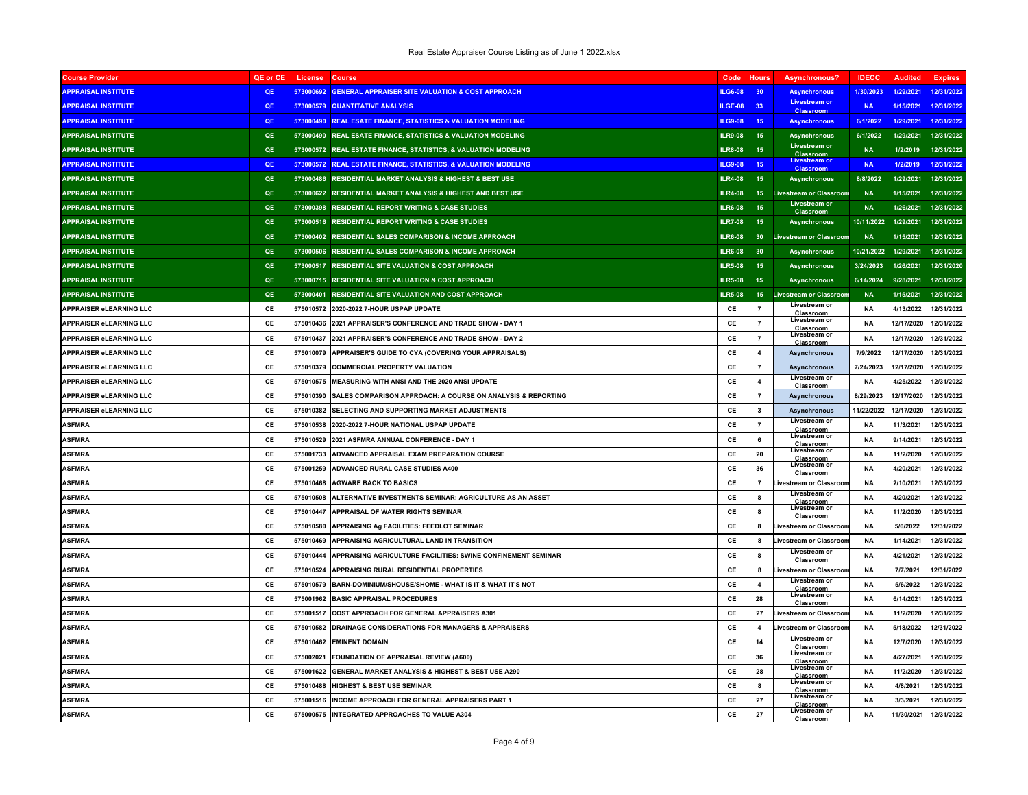Real Estate Appraiser Course Listing as of June 1 2022.xlsx

| Course Provider | QE or CE | License | Course | Code | Hours | Asynchronous? | IDECC | Audited | Expires |
|---|---|---|---|---|---|---|---|---|---|
| APPRAISAL INSTITUTE | QE | 573000692 | GENERAL APPRAISER SITE VALUATION & COST APPROACH | ILG6-08 | 30 | Asynchronous | 1/30/2023 | 1/29/2021 | 12/31/2022 |
| APPRAISAL INSTITUTE | QE | 573000579 | QUANTITATIVE ANALYSIS | ILGE-08 | 33 | Livestream or Classroom | NA | 1/15/2021 | 12/31/2022 |
| APPRAISAL INSTITUTE | QE | 573000490 | REAL ESATE FINANCE, STATISTICS & VALUATION MODELING | ILG9-08 | 15 | Asynchronous | 6/1/2022 | 1/29/2021 | 12/31/2022 |
| APPRAISAL INSTITUTE | QE | 573000490 | REAL ESATE FINANCE, STATISTICS & VALUATION MODELING | ILR9-08 | 15 | Asynchronous | 6/1/2022 | 1/29/2021 | 12/31/2022 |
| APPRAISAL INSTITUTE | QE | 573000572 | REAL ESTATE FINANCE, STATISTICS, & VALUATION MODELING | ILR8-08 | 15 | Livestream or Classroom | NA | 1/2/2019 | 12/31/2022 |
| APPRAISAL INSTITUTE | QE | 573000572 | REAL ESTATE FINANCE, STATISTICS, & VALUATION MODELING | ILG9-08 | 15 | Livestream or Classroom | NA | 1/2/2019 | 12/31/2022 |
| APPRAISAL INSTITUTE | QE | 573000486 | RESIDENTIAL MARKET ANALYSIS & HIGHEST & BEST USE | ILR4-08 | 15 | Asynchronous | 8/8/2022 | 1/29/2021 | 12/31/2022 |
| APPRAISAL INSTITUTE | QE | 573000622 | RESIDENTIAL MARKET ANALYSIS & HIGHEST AND BEST USE | ILR4-08 | 15 | Livestream or Classroom | NA | 1/15/2021 | 12/31/2022 |
| APPRAISAL INSTITUTE | QE | 573000398 | RESIDENTIAL REPORT WRITING & CASE STUDIES | ILR6-08 | 15 | Livestream or Classroom | NA | 1/26/2021 | 12/31/2022 |
| APPRAISAL INSTITUTE | QE | 573000516 | RESIDENTIAL REPORT WRITING & CASE STUDIES | ILR7-08 | 15 | Asynchronous | 10/11/2022 | 1/29/2021 | 12/31/2022 |
| APPRAISAL INSTITUTE | QE | 573000402 | RESIDENTIAL SALES COMPARISON & INCOME APPROACH | ILR6-08 | 30 | Livestream or Classroom | NA | 1/15/2021 | 12/31/2022 |
| APPRAISAL INSTITUTE | QE | 573000506 | RESIDENTIAL SALES COMPARISON & INCOME APPROACH | ILR6-08 | 30 | Asynchronous | 10/21/2022 | 1/29/2021 | 12/31/2022 |
| APPRAISAL INSTITUTE | QE | 573000517 | RESIDENTIAL SITE VALUATION & COST APPROACH | ILR5-08 | 15 | Asynchronous | 3/24/2023 | 1/26/2021 | 12/31/2020 |
| APPRAISAL INSTITUTE | QE | 573000715 | RESIDENTIAL SITE VALUATION & COST APPROACH | ILR5-08 | 15 | Asynchronous | 6/14/2024 | 9/28/2021 | 12/31/2022 |
| APPRAISAL INSTITUTE | QE | 573000401 | RESIDENTIAL SITE VALUATION AND COST APPROACH | ILR5-08 | 15 | Livestream or Classroom | NA | 1/15/2021 | 12/31/2022 |
| APPRAISER eLEARNING LLC | CE | 575010572 | 2020-2022 7-HOUR USPAP UPDATE | CE | 7 | Livestream or Classroom | NA | 4/13/2022 | 12/31/2022 |
| APPRAISER eLEARNING LLC | CE | 575010436 | 2021 APPRAISER'S CONFERENCE AND TRADE SHOW - DAY 1 | CE | 7 | Livestream or Classroom | NA | 12/17/2020 | 12/31/2022 |
| APPRAISER eLEARNING LLC | CE | 575010437 | 2021 APPRAISER'S CONFERENCE AND TRADE SHOW - DAY 2 | CE | 7 | Livestream or Classroom | NA | 12/17/2020 | 12/31/2022 |
| APPRAISER eLEARNING LLC | CE | 575010079 | APPRAISER'S GUIDE TO CYA (COVERING YOUR APPRAISALS) | CE | 4 | Asynchronous | 7/9/2022 | 12/17/2020 | 12/31/2022 |
| APPRAISER eLEARNING LLC | CE | 575010379 | COMMERCIAL PROPERTY VALUATION | CE | 7 | Asynchronous | 7/24/2023 | 12/17/2020 | 12/31/2022 |
| APPRAISER eLEARNING LLC | CE | 575010575 | MEASURING WITH ANSI AND THE 2020 ANSI UPDATE | CE | 4 | Livestream or Classroom | NA | 4/25/2022 | 12/31/2022 |
| APPRAISER eLEARNING LLC | CE | 575010390 | SALES COMPARISON APPROACH: A COURSE ON ANALYSIS & REPORTING | CE | 7 | Asynchronous | 8/29/2023 | 12/17/2020 | 12/31/2022 |
| APPRAISER eLEARNING LLC | CE | 575010382 | SELECTING AND SUPPORTING MARKET ADJUSTMENTS | CE | 3 | Asynchronous | 11/22/2022 | 12/17/2020 | 12/31/2022 |
| ASFMRA | CE | 575010538 | 2020-2022 7-HOUR NATIONAL USPAP UPDATE | CE | 7 | Livestream or Classroom | NA | 11/3/2021 | 12/31/2022 |
| ASFMRA | CE | 575010529 | 2021 ASFMRA ANNUAL CONFERENCE - DAY 1 | CE | 6 | Livestream or Classroom | NA | 9/14/2021 | 12/31/2022 |
| ASFMRA | CE | 575001733 | ADVANCED APPRAISAL EXAM PREPARATION COURSE | CE | 20 | Livestream or Classroom | NA | 11/2/2020 | 12/31/2022 |
| ASFMRA | CE | 575001259 | ADVANCED RURAL CASE STUDIES A400 | CE | 36 | Livestream or Classroom | NA | 4/20/2021 | 12/31/2022 |
| ASFMRA | CE | 575010468 | AGWARE BACK TO BASICS | CE | 7 | Livestream or Classroom | NA | 2/10/2021 | 12/31/2022 |
| ASFMRA | CE | 575010508 | ALTERNATIVE INVESTMENTS SEMINAR: AGRICULTURE AS AN ASSET | CE | 8 | Livestream or Classroom | NA | 4/20/2021 | 12/31/2022 |
| ASFMRA | CE | 575010447 | APPRAISAL OF WATER RIGHTS SEMINAR | CE | 8 | Livestream or Classroom | NA | 11/2/2020 | 12/31/2022 |
| ASFMRA | CE | 575010580 | APPRAISING Ag FACILITIES: FEEDLOT SEMINAR | CE | 8 | Livestream or Classroom | NA | 5/6/2022 | 12/31/2022 |
| ASFMRA | CE | 575010469 | APPRAISING AGRICULTURAL LAND IN TRANSITION | CE | 8 | Livestream or Classroom | NA | 1/14/2021 | 12/31/2022 |
| ASFMRA | CE | 575010444 | APPRAISING AGRICULTURE FACILITIES: SWINE CONFINEMENT SEMINAR | CE | 8 | Livestream or Classroom | NA | 4/21/2021 | 12/31/2022 |
| ASFMRA | CE | 575010524 | APPRAISING RURAL RESIDENTIAL PROPERTIES | CE | 8 | Livestream or Classroom | NA | 7/7/2021 | 12/31/2022 |
| ASFMRA | CE | 575010579 | BARN-DOMINIUM/SHOUSE/SHOME - WHAT IS IT & WHAT IT'S NOT | CE | 4 | Livestream or Classroom | NA | 5/6/2022 | 12/31/2022 |
| ASFMRA | CE | 575001962 | BASIC APPRAISAL PROCEDURES | CE | 28 | Livestream or Classroom | NA | 6/14/2021 | 12/31/2022 |
| ASFMRA | CE | 575001517 | COST APPROACH FOR GENERAL APPRAISERS A301 | CE | 27 | Livestream or Classroom | NA | 11/2/2020 | 12/31/2022 |
| ASFMRA | CE | 575010582 | DRAINAGE CONSIDERATIONS FOR MANAGERS & APPRAISERS | CE | 4 | Livestream or Classroom | NA | 5/18/2022 | 12/31/2022 |
| ASFMRA | CE | 575010462 | EMINENT DOMAIN | CE | 14 | Livestream or Classroom | NA | 12/7/2020 | 12/31/2022 |
| ASFMRA | CE | 575002021 | FOUNDATION OF APPRAISAL REVIEW (A600) | CE | 36 | Livestream or Classroom | NA | 4/27/2021 | 12/31/2022 |
| ASFMRA | CE | 575001622 | GENERAL MARKET ANALYSIS & HIGHEST & BEST USE A290 | CE | 28 | Livestream or Classroom | NA | 11/2/2020 | 12/31/2022 |
| ASFMRA | CE | 575010488 | HIGHEST & BEST USE SEMINAR | CE | 8 | Livestream or Classroom | NA | 4/8/2021 | 12/31/2022 |
| ASFMRA | CE | 575001516 | INCOME APPROACH FOR GENERAL APPRAISERS PART 1 | CE | 27 | Livestream or Classroom | NA | 3/3/2021 | 12/31/2022 |
| ASFMRA | CE | 575000575 | INTEGRATED APPROACHES TO VALUE A304 | CE | 27 | Livestream or Classroom | NA | 11/30/2021 | 12/31/2022 |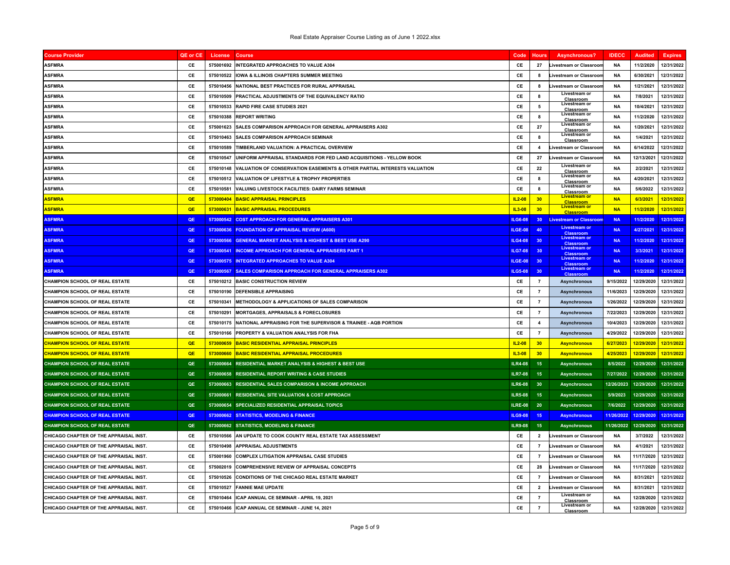| Course Provider | QE or CE | License | Course | Code | Hours | Asynchronous? | IDECC | Audited | Expires |
|---|---|---|---|---|---|---|---|---|---|
| ASFMRA | CE | 575001692 | INTEGRATED APPROACHES TO VALUE A304 | CE | 27 | Livestream or Classroom | NA | 11/2/2020 | 12/31/2022 |
| ASFMRA | CE | 575010522 | IOWA & ILLINOIS CHAPTERS SUMMER MEETING | CE | 8 | Livestream or Classroom | NA | 6/30/2021 | 12/31/2022 |
| ASFMRA | CE | 575010456 | NATIONAL BEST PRACTICES FOR RURAL APPRAISAL | CE | 8 | Livestream or Classroom | NA | 1/21/2021 | 12/31/2022 |
| ASFMRA | CE | 575010509 | PRACTICAL ADJUSTMENTS OF THE EQUIVALENCY RATIO | CE | 8 | Livestream or Classroom | NA | 7/8/2021 | 12/31/2022 |
| ASFMRA | CE | 575010533 | RAPID FIRE CASE STUDIES 2021 | CE | 5 | Livestream or Classroom | NA | 10/4/2021 | 12/31/2022 |
| ASFMRA | CE | 575010388 | REPORT WRITING | CE | 8 | Livestream or Classroom | NA | 11/2/2020 | 12/31/2022 |
| ASFMRA | CE | 575001623 | SALES COMPARISON APPROACH FOR GENERAL APPRAISERS A302 | CE | 27 | Livestream or Classroom | NA | 1/20/2021 | 12/31/2022 |
| ASFMRA | CE | 575010463 | SALES COMPARISON APPROACH SEMINAR | CE | 8 | Livestream or Classroom | NA | 1/4/2021 | 12/31/2022 |
| ASFMRA | CE | 575010589 | TIMBERLAND VALUATION: A PRACTICAL OVERVIEW | CE | 4 | Livestream or Classroom | NA | 6/14/2022 | 12/31/2022 |
| ASFMRA | CE | 575010547 | UNIFORM APPRAISAL STANDARDS FOR FED LAND ACQUISITIONS - YELLOW BOOK | CE | 27 | Livestream or Classroom | NA | 12/13/2021 | 12/31/2022 |
| ASFMRA | CE | 575010148 | VALUATION OF CONSERVATION EASEMENTS & OTHER PARTIAL INTERESTS VALUATION | CE | 22 | Livestream or Classroom | NA | 2/2/2021 | 12/31/2022 |
| ASFMRA | CE | 575010512 | VALUATION OF LIFESTYLE & TROPHY PROPERTIES | CE | 8 | Livestream or Classroom | NA | 4/20/2021 | 12/31/2022 |
| ASFMRA | CE | 575010581 | VALUING LIVESTOCK FACILITIES: DAIRY FARMS SEMINAR | CE | 8 | Livestream or Classroom | NA | 5/6/2022 | 12/31/2022 |
| ASFMRA | QE | 573000404 | BASIC APPRAISAL PRINCIPLES | IL2-08 | 30 | Livestream or Classroom | NA | 6/3/2021 | 12/31/2022 |
| ASFMRA | QE | 573000631 | BASIC APPRAISAL PROCEDURES | IL3-08 | 30 | Livestream or Classroom | NA | 11/2/2020 | 12/31/2022 |
| ASFMRA | QE | 573000542 | COST APPROACH FOR GENERAL APPRAISERS A301 | ILG6-08 | 30 | Livestream or Classroom | NA | 11/2/2020 | 12/31/2022 |
| ASFMRA | QE | 573000636 | FOUNDATION OF APPRAISAL REVIEW (A600) | ILGE-08 | 40 | Livestream or Classroom | NA | 4/27/2021 | 12/31/2022 |
| ASFMRA | QE | 573000566 | GENERAL MARKET ANALYSIS & HIGHEST & BEST USE A290 | ILG4-08 | 30 | Livestream or Classroom | NA | 11/2/2020 | 12/31/2022 |
| ASFMRA | QE | 573000541 | INCOME APPROACH FOR GENERAL APPRAISERS PART 1 | ILG7-08 | 30 | Livestream or Classroom | NA | 3/3/2021 | 12/31/2022 |
| ASFMRA | QE | 573000575 | INTEGRATED APPROACHES TO VALUE A304 | ILGE-08 | 30 | Livestream or Classroom | NA | 11/2/2020 | 12/31/2022 |
| ASFMRA | QE | 573000567 | SALES COMPARISON APPROACH FOR GENERAL APPRAISERS A302 | ILG5-08 | 30 | Livestream or Classroom | NA | 11/2/2020 | 12/31/2022 |
| CHAMPION SCHOOL OF REAL ESTATE | CE | 575010212 | BASIC CONSTRUCTION REVIEW | CE | 7 | Asynchronous | 9/15/2022 | 12/29/2020 | 12/31/2022 |
| CHAMPION SCHOOL OF REAL ESTATE | CE | 575010190 | DEFENSIBLE APPRAISING | CE | 7 | Asynchronous | 11/6/2023 | 12/29/2020 | 12/31/2022 |
| CHAMPION SCHOOL OF REAL ESTATE | CE | 575010341 | METHODOLOGY & APPLICATIONS OF SALES COMPARISON | CE | 7 | Asynchronous | 1/26/2022 | 12/29/2020 | 12/31/2022 |
| CHAMPION SCHOOL OF REAL ESTATE | CE | 575010291 | MORTGAGES, APPRAISALS & FORECLOSURES | CE | 7 | Asynchronous | 7/22/2023 | 12/29/2020 | 12/31/2022 |
| CHAMPION SCHOOL OF REAL ESTATE | CE | 575010175 | NATIONAL APPRAISING FOR THE SUPERVISOR & TRAINEE - AQB PORTION | CE | 4 | Asynchronous | 10/4/2023 | 12/29/2020 | 12/31/2022 |
| CHAMPION SCHOOL OF REAL ESTATE | CE | 575010166 | PROPERTY & VALUATION ANALYSIS FOR FHA | CE | 7 | Asynchronous | 4/29/2022 | 12/29/2020 | 12/31/2022 |
| CHAMPION SCHOOL OF REAL ESTATE | QE | 573000659 | BASIC RESIDENTIAL APPRAISAL PRINCIPLES | IL2-08 | 30 | Asynchronous | 6/27/2023 | 12/29/2020 | 12/31/2022 |
| CHAMPION SCHOOL OF REAL ESTATE | QE | 573000660 | BASIC RESIDENTIAL APPRAISAL PROCEDURES | IL3-08 | 30 | Asynchronous | 4/25/2023 | 12/29/2020 | 12/31/2022 |
| CHAMPION SCHOOL OF REAL ESTATE | QE | 573000664 | RESIDENTIAL MARKET ANALYSIS & HIGHEST & BEST USE | ILR4-08 | 15 | Asynchronous | 8/5/2022 | 12/29/2020 | 12/31/2022 |
| CHAMPION SCHOOL OF REAL ESTATE | QE | 573000658 | RESIDENTIAL REPORT WRITING & CASE STUDIES | ILR7-08 | 15 | Asynchronous | 7/27/2022 | 12/29/2020 | 12/31/2022 |
| CHAMPION SCHOOL OF REAL ESTATE | QE | 573000663 | RESIDENTIAL SALES COMPARISON & INCOME APPROACH | ILR6-08 | 30 | Asynchronous | 12/26/2023 | 12/29/2020 | 12/31/2022 |
| CHAMPION SCHOOL OF REAL ESTATE | QE | 573000661 | RESIDENTIAL SITE VALUATION & COST APPROACH | ILR5-08 | 15 | Asynchronous | 5/9/2023 | 12/29/2020 | 12/31/2022 |
| CHAMPION SCHOOL OF REAL ESTATE | QE | 573000654 | SPECIALIZED RESIDENTIAL APPRAISAL TOPICS | ILRE-08 | 20 | Asynchronous | 7/6/2022 | 12/29/2020 | 12/31/2022 |
| CHAMPION SCHOOL OF REAL ESTATE | QE | 573000662 | STATISTICS, MODELING & FINANCE | ILG9-08 | 15 | Asynchronous | 11/26/2022 | 12/29/2020 | 12/31/2022 |
| CHAMPION SCHOOL OF REAL ESTATE | QE | 573000662 | STATISTICS, MODELING & FINANCE | ILR9-08 | 15 | Asynchronous | 11/26/2022 | 12/29/2020 | 12/31/2022 |
| CHICAGO CHAPTER OF THE APPRAISAL INST. | CE | 575010566 | AN UPDATE TO COOK COUNTY REAL ESTATE TAX ASSESSMENT | CE | 2 | Livestream or Classroom | NA | 3/7/2022 | 12/31/2022 |
| CHICAGO CHAPTER OF THE APPRAISAL INST. | CE | 575010498 | APPRAISAL ADJUSTMENTS | CE | 7 | Livestream or Classroom | NA | 4/1/2021 | 12/31/2022 |
| CHICAGO CHAPTER OF THE APPRAISAL INST. | CE | 575001960 | COMPLEX LITIGATION APPRAISAL CASE STUDIES | CE | 7 | Livestream or Classroom | NA | 11/17/2020 | 12/31/2022 |
| CHICAGO CHAPTER OF THE APPRAISAL INST. | CE | 575002019 | COMPREHENSIVE REVIEW OF APPRAISAL CONCEPTS | CE | 28 | Livestream or Classroom | NA | 11/17/2020 | 12/31/2022 |
| CHICAGO CHAPTER OF THE APPRAISAL INST. | CE | 575010526 | CONDITIONS OF THE CHICAGO REAL ESTATE MARKET | CE | 7 | Livestream or Classroom | NA | 8/31/2021 | 12/31/2022 |
| CHICAGO CHAPTER OF THE APPRAISAL INST. | CE | 575010527 | FANNIE MAE UPDATE | CE | 2 | Livestream or Classroom | NA | 8/31/2021 | 12/31/2022 |
| CHICAGO CHAPTER OF THE APPRAISAL INST. | CE | 575010464 | ICAP ANNUAL CE SEMINAR - APRIL 19, 2021 | CE | 7 | Livestream or Classroom | NA | 12/28/2020 | 12/31/2022 |
| CHICAGO CHAPTER OF THE APPRAISAL INST. | CE | 575010466 | ICAP ANNUAL CE SEMINAR - JUNE 14, 2021 | CE | 7 | Livestream or Classroom | NA | 12/28/2020 | 12/31/2022 |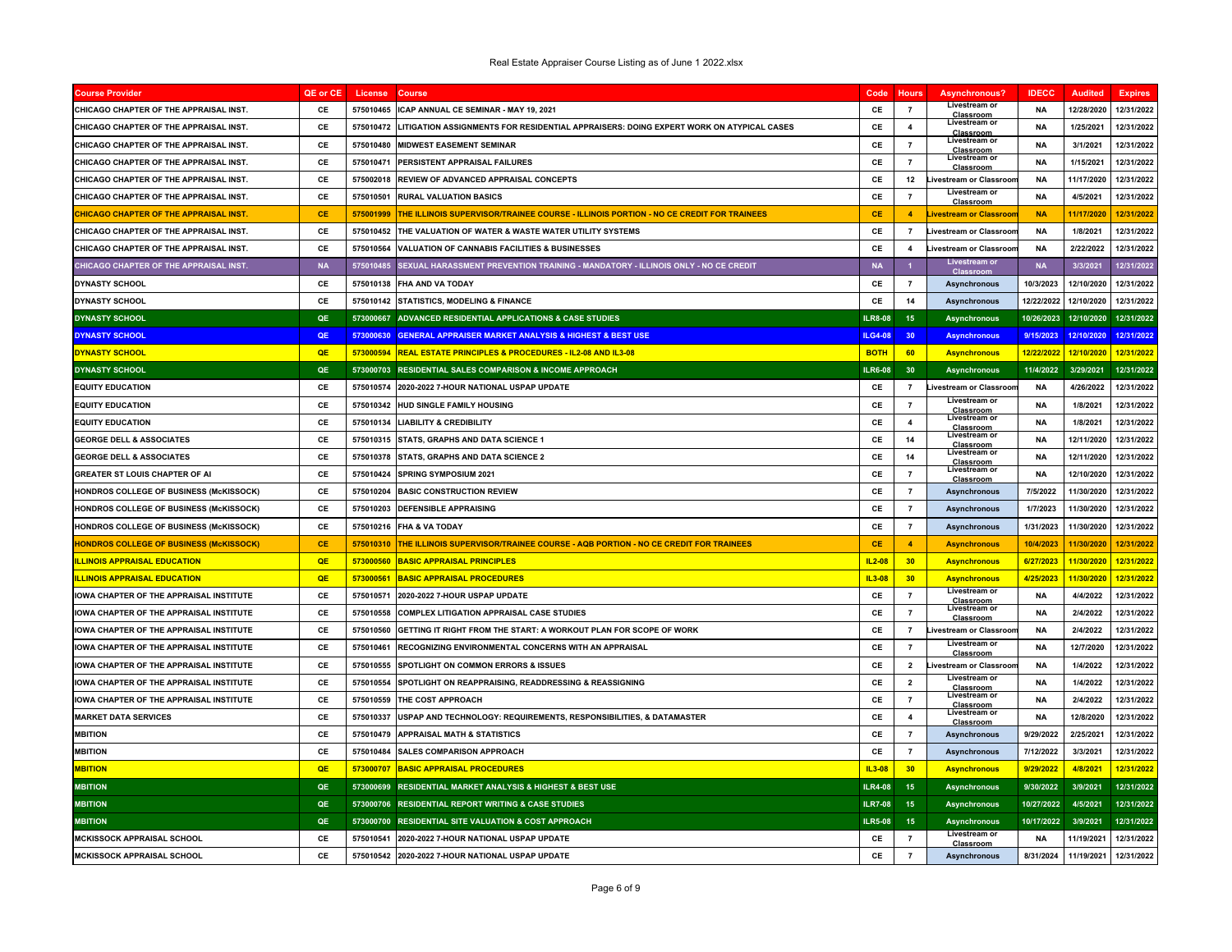| Course Provider | QE or CE | License | Course | Code | Hours | Asynchronous? | IDECC | Audited | Expires |
|---|---|---|---|---|---|---|---|---|---|
| CHICAGO CHAPTER OF THE APPRAISAL INST. | CE | 575010465 | ICAP ANNUAL CE SEMINAR - MAY 19, 2021 | CE | 7 | Livestream or Classroom | NA | 12/28/2020 | 12/31/2022 |
| CHICAGO CHAPTER OF THE APPRAISAL INST. | CE | 575010472 | LITIGATION ASSIGNMENTS FOR RESIDENTIAL APPRAISERS: DOING EXPERT WORK ON ATYPICAL CASES | CE | 4 | Livestream or Classroom | NA | 1/25/2021 | 12/31/2022 |
| CHICAGO CHAPTER OF THE APPRAISAL INST. | CE | 575010480 | MIDWEST EASEMENT SEMINAR | CE | 7 | Livestream or Classroom | NA | 3/1/2021 | 12/31/2022 |
| CHICAGO CHAPTER OF THE APPRAISAL INST. | CE | 575010471 | PERSISTENT APPRAISAL FAILURES | CE | 7 | Livestream or Classroom | NA | 1/15/2021 | 12/31/2022 |
| CHICAGO CHAPTER OF THE APPRAISAL INST. | CE | 575002018 | REVIEW OF ADVANCED APPRAISAL CONCEPTS | CE | 12 | Livestream or Classroom | NA | 11/17/2020 | 12/31/2022 |
| CHICAGO CHAPTER OF THE APPRAISAL INST. | CE | 575010501 | RURAL VALUATION BASICS | CE | 7 | Livestream or Classroom | NA | 4/5/2021 | 12/31/2022 |
| CHICAGO CHAPTER OF THE APPRAISAL INST. | CE | 575001999 | THE ILLINOIS SUPERVISOR/TRAINEE COURSE - ILLINOIS PORTION - NO CE CREDIT FOR TRAINEES | CE | 4 | Livestream or Classroom | NA | 11/17/2020 | 12/31/2022 |
| CHICAGO CHAPTER OF THE APPRAISAL INST. | CE | 575010452 | THE VALUATION OF WATER & WASTE WATER UTILITY SYSTEMS | CE | 7 | Livestream or Classroom | NA | 1/8/2021 | 12/31/2022 |
| CHICAGO CHAPTER OF THE APPRAISAL INST. | CE | 575010564 | VALUATION OF CANNABIS FACILITIES & BUSINESSES | CE | 4 | Livestream or Classroom | NA | 2/22/2022 | 12/31/2022 |
| CHICAGO CHAPTER OF THE APPRAISAL INST. | NA | 575010485 | SEXUAL HARASSMENT PREVENTION TRAINING - MANDATORY - ILLINOIS ONLY - NO CE CREDIT | NA | 1 | Livestream or Classroom | NA | 3/3/2021 | 12/31/2022 |
| DYNASTY SCHOOL | CE | 575010138 | FHA AND VA TODAY | CE | 7 | Asynchronous | 10/3/2023 | 12/10/2020 | 12/31/2022 |
| DYNASTY SCHOOL | CE | 575010142 | STATISTICS, MODELING & FINANCE | CE | 14 | Asynchronous | 12/22/2022 | 12/10/2020 | 12/31/2022 |
| DYNASTY SCHOOL | QE | 573000667 | ADVANCED RESIDENTIAL APPLICATIONS & CASE STUDIES | ILR8-08 | 15 | Asynchronous | 10/26/2023 | 12/10/2020 | 12/31/2022 |
| DYNASTY SCHOOL | QE | 573000630 | GENERAL APPRAISER MARKET ANALYSIS & HIGHEST & BEST USE | ILG4-08 | 30 | Asynchronous | 9/15/2023 | 12/10/2020 | 12/31/2022 |
| DYNASTY SCHOOL | QE | 573000594 | REAL ESTATE PRINCIPLES & PROCEDURES - IL2-08 AND IL3-08 | BOTH | 60 | Asynchronous | 12/22/2022 | 12/10/2020 | 12/31/2022 |
| DYNASTY SCHOOL | QE | 573000703 | RESIDENTIAL SALES COMPARISON & INCOME APPROACH | ILR6-08 | 30 | Asynchronous | 11/4/2022 | 3/29/2021 | 12/31/2022 |
| EQUITY EDUCATION | CE | 575010574 | 2020-2022 7-HOUR NATIONAL USPAP UPDATE | CE | 7 | Livestream or Classroom | NA | 4/26/2022 | 12/31/2022 |
| EQUITY EDUCATION | CE | 575010342 | HUD SINGLE FAMILY HOUSING | CE | 7 | Livestream or Classroom | NA | 1/8/2021 | 12/31/2022 |
| EQUITY EDUCATION | CE | 575010134 | LIABILITY & CREDIBILITY | CE | 4 | Livestream or Classroom | NA | 1/8/2021 | 12/31/2022 |
| GEORGE DELL & ASSOCIATES | CE | 575010315 | STATS, GRAPHS AND DATA SCIENCE 1 | CE | 14 | Livestream or Classroom | NA | 12/11/2020 | 12/31/2022 |
| GEORGE DELL & ASSOCIATES | CE | 575010378 | STATS, GRAPHS AND DATA SCIENCE 2 | CE | 14 | Livestream or Classroom | NA | 12/11/2020 | 12/31/2022 |
| GREATER ST LOUIS CHAPTER OF AI | CE | 575010424 | SPRING SYMPOSIUM 2021 | CE | 7 | Livestream or Classroom | NA | 12/10/2020 | 12/31/2022 |
| HONDROS COLLEGE OF BUSINESS (McKISSOCK) | CE | 575010204 | BASIC CONSTRUCTION REVIEW | CE | 7 | Asynchronous | 7/5/2022 | 11/30/2020 | 12/31/2022 |
| HONDROS COLLEGE OF BUSINESS (McKISSOCK) | CE | 575010203 | DEFENSIBLE APPRAISING | CE | 7 | Asynchronous | 1/7/2023 | 11/30/2020 | 12/31/2022 |
| HONDROS COLLEGE OF BUSINESS (McKISSOCK) | CE | 575010216 | FHA & VA TODAY | CE | 7 | Asynchronous | 1/31/2023 | 11/30/2020 | 12/31/2022 |
| HONDROS COLLEGE OF BUSINESS (McKISSOCK) | CE | 575010310 | THE ILLINOIS SUPERVISOR/TRAINEE COURSE - AQB PORTION - NO CE CREDIT FOR TRAINEES | CE | 4 | Asynchronous | 10/4/2023 | 11/30/2020 | 12/31/2022 |
| ILLINOIS APPRAISAL EDUCATION | QE | 573000560 | BASIC APPRAISAL PRINCIPLES | IL2-08 | 30 | Asynchronous | 6/27/2023 | 11/30/2020 | 12/31/2022 |
| ILLINOIS APPRAISAL EDUCATION | QE | 573000561 | BASIC APPRAISAL PROCEDURES | IL3-08 | 30 | Asynchronous | 4/25/2023 | 11/30/2020 | 12/31/2022 |
| IOWA CHAPTER OF THE APPRAISAL INSTITUTE | CE | 575010571 | 2020-2022 7-HOUR USPAP UPDATE | CE | 7 | Livestream or Classroom | NA | 4/4/2022 | 12/31/2022 |
| IOWA CHAPTER OF THE APPRAISAL INSTITUTE | CE | 575010558 | COMPLEX LITIGATION APPRAISAL CASE STUDIES | CE | 7 | Livestream or Classroom | NA | 2/4/2022 | 12/31/2022 |
| IOWA CHAPTER OF THE APPRAISAL INSTITUTE | CE | 575010560 | GETTING IT RIGHT FROM THE START: A WORKOUT PLAN FOR SCOPE OF WORK | CE | 7 | Livestream or Classroom | NA | 2/4/2022 | 12/31/2022 |
| IOWA CHAPTER OF THE APPRAISAL INSTITUTE | CE | 575010461 | RECOGNIZING ENVIRONMENTAL CONCERNS WITH AN APPRAISAL | CE | 7 | Livestream or Classroom | NA | 12/7/2020 | 12/31/2022 |
| IOWA CHAPTER OF THE APPRAISAL INSTITUTE | CE | 575010555 | SPOTLIGHT ON COMMON ERRORS & ISSUES | CE | 2 | Livestream or Classroom | NA | 1/4/2022 | 12/31/2022 |
| IOWA CHAPTER OF THE APPRAISAL INSTITUTE | CE | 575010554 | SPOTLIGHT ON REAPPRAISING, READDRESSING & REASSIGNING | CE | 2 | Livestream or Classroom | NA | 1/4/2022 | 12/31/2022 |
| IOWA CHAPTER OF THE APPRAISAL INSTITUTE | CE | 575010559 | THE COST APPROACH | CE | 7 | Livestream or Classroom | NA | 2/4/2022 | 12/31/2022 |
| MARKET DATA SERVICES | CE | 575010337 | USPAP AND TECHNOLOGY: REQUIREMENTS, RESPONSIBILITIES, & DATAMASTER | CE | 4 | Livestream or Classroom | NA | 12/8/2020 | 12/31/2022 |
| MBITION | CE | 575010479 | APPRAISAL MATH & STATISTICS | CE | 7 | Asynchronous | 9/29/2022 | 2/25/2021 | 12/31/2022 |
| MBITION | CE | 575010484 | SALES COMPARISON APPROACH | CE | 7 | Asynchronous | 7/12/2022 | 3/3/2021 | 12/31/2022 |
| MBITION | QE | 573000707 | BASIC APPRAISAL PROCEDURES | IL3-08 | 30 | Asynchronous | 9/29/2022 | 4/8/2021 | 12/31/2022 |
| MBITION | QE | 573000699 | RESIDENTIAL MARKET ANALYSIS & HIGHEST & BEST USE | ILR4-08 | 15 | Asynchronous | 9/30/2022 | 3/9/2021 | 12/31/2022 |
| MBITION | QE | 573000706 | RESIDENTIAL REPORT WRITING & CASE STUDIES | ILR7-08 | 15 | Asynchronous | 10/27/2022 | 4/5/2021 | 12/31/2022 |
| MBITION | QE | 573000700 | RESIDENTIAL SITE VALUATION & COST APPROACH | ILR5-08 | 15 | Asynchronous | 10/17/2022 | 3/9/2021 | 12/31/2022 |
| MCKISSOCK APPRAISAL SCHOOL | CE | 575010541 | 2020-2022 7-HOUR NATIONAL USPAP UPDATE | CE | 7 | Livestream or Classroom | NA | 11/19/2021 | 12/31/2022 |
| MCKISSOCK APPRAISAL SCHOOL | CE | 575010542 | 2020-2022 7-HOUR NATIONAL USPAP UPDATE | CE | 7 | Asynchronous | 8/31/2024 | 11/19/2021 | 12/31/2022 |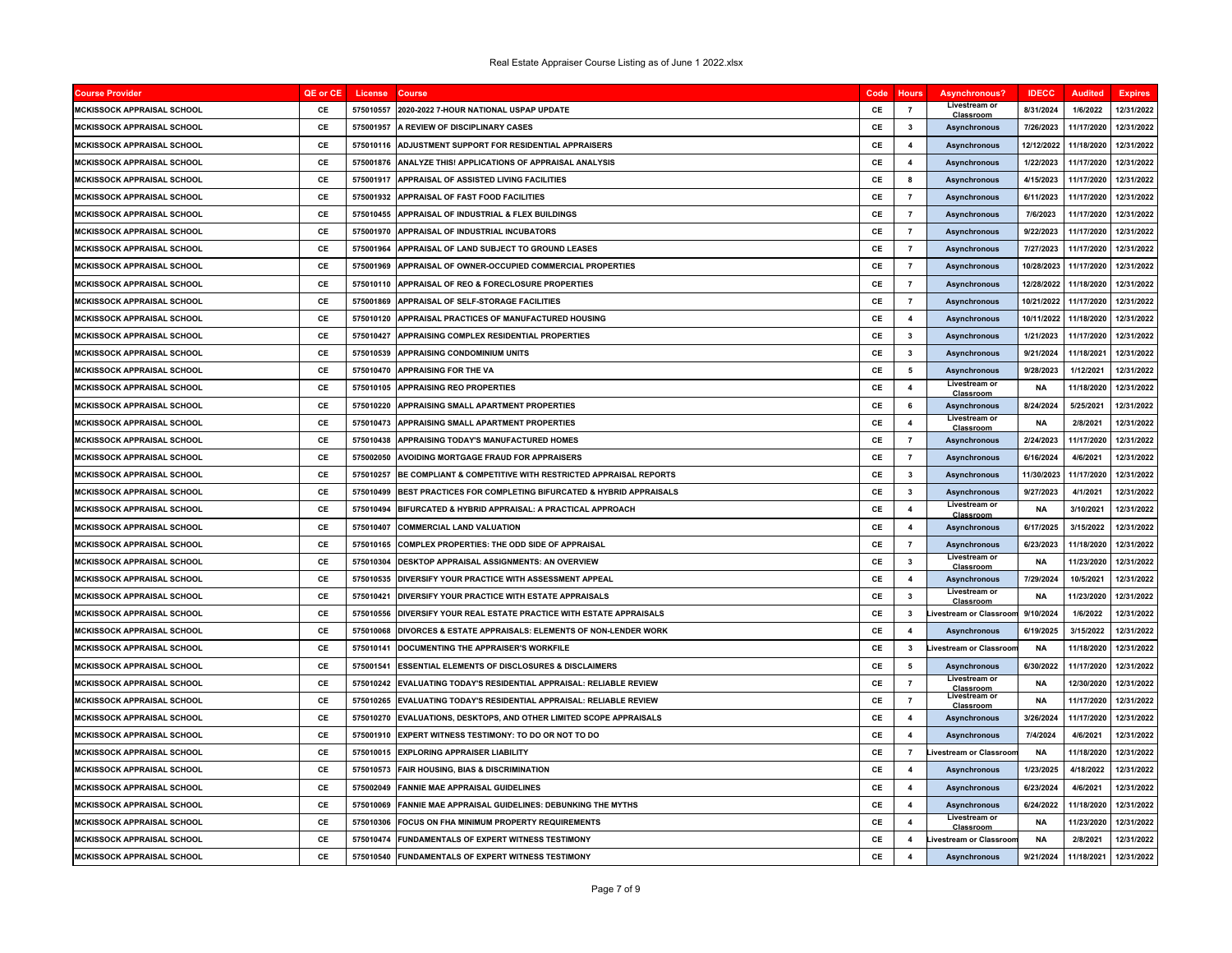| Course Provider | QE or CE | License | Course | Code | Hours | Asynchronous? | IDECC | Audited | Expires |
|---|---|---|---|---|---|---|---|---|---|
| MCKISSOCK APPRAISAL SCHOOL | CE | 575010557 | 2020-2022 7-HOUR NATIONAL USPAP UPDATE | CE | 7 | Livestream or Classroom | 8/31/2024 | 1/6/2022 | 12/31/2022 |
| MCKISSOCK APPRAISAL SCHOOL | CE | 575001957 | A REVIEW OF DISCIPLINARY CASES | CE | 3 | Asynchronous | 7/26/2023 | 11/17/2020 | 12/31/2022 |
| MCKISSOCK APPRAISAL SCHOOL | CE | 575010116 | ADJUSTMENT SUPPORT FOR RESIDENTIAL APPRAISERS | CE | 4 | Asynchronous | 12/12/2022 | 11/18/2020 | 12/31/2022 |
| MCKISSOCK APPRAISAL SCHOOL | CE | 575001876 | ANALYZE THIS! APPLICATIONS OF APPRAISAL ANALYSIS | CE | 4 | Asynchronous | 1/22/2023 | 11/17/2020 | 12/31/2022 |
| MCKISSOCK APPRAISAL SCHOOL | CE | 575001917 | APPRAISAL OF ASSISTED LIVING FACILITIES | CE | 8 | Asynchronous | 4/15/2023 | 11/17/2020 | 12/31/2022 |
| MCKISSOCK APPRAISAL SCHOOL | CE | 575001932 | APPRAISAL OF FAST FOOD FACILITIES | CE | 7 | Asynchronous | 6/11/2023 | 11/17/2020 | 12/31/2022 |
| MCKISSOCK APPRAISAL SCHOOL | CE | 575010455 | APPRAISAL OF INDUSTRIAL & FLEX BUILDINGS | CE | 7 | Asynchronous | 7/6/2023 | 11/17/2020 | 12/31/2022 |
| MCKISSOCK APPRAISAL SCHOOL | CE | 575001970 | APPRAISAL OF INDUSTRIAL INCUBATORS | CE | 7 | Asynchronous | 9/22/2023 | 11/17/2020 | 12/31/2022 |
| MCKISSOCK APPRAISAL SCHOOL | CE | 575001964 | APPRAISAL OF LAND SUBJECT TO GROUND LEASES | CE | 7 | Asynchronous | 7/27/2023 | 11/17/2020 | 12/31/2022 |
| MCKISSOCK APPRAISAL SCHOOL | CE | 575001969 | APPRAISAL OF OWNER-OCCUPIED COMMERCIAL PROPERTIES | CE | 7 | Asynchronous | 10/28/2023 | 11/17/2020 | 12/31/2022 |
| MCKISSOCK APPRAISAL SCHOOL | CE | 575010110 | APPRAISAL OF REO & FORECLOSURE PROPERTIES | CE | 7 | Asynchronous | 12/28/2022 | 11/18/2020 | 12/31/2022 |
| MCKISSOCK APPRAISAL SCHOOL | CE | 575001869 | APPRAISAL OF SELF-STORAGE FACILITIES | CE | 7 | Asynchronous | 10/21/2022 | 11/17/2020 | 12/31/2022 |
| MCKISSOCK APPRAISAL SCHOOL | CE | 575010120 | APPRAISAL PRACTICES OF MANUFACTURED HOUSING | CE | 4 | Asynchronous | 10/11/2022 | 11/18/2020 | 12/31/2022 |
| MCKISSOCK APPRAISAL SCHOOL | CE | 575010427 | APPRAISING COMPLEX RESIDENTIAL PROPERTIES | CE | 3 | Asynchronous | 1/21/2023 | 11/17/2020 | 12/31/2022 |
| MCKISSOCK APPRAISAL SCHOOL | CE | 575010539 | APPRAISING CONDOMINIUM UNITS | CE | 3 | Asynchronous | 9/21/2024 | 11/18/2021 | 12/31/2022 |
| MCKISSOCK APPRAISAL SCHOOL | CE | 575010470 | APPRAISING FOR THE VA | CE | 5 | Asynchronous | 9/28/2023 | 1/12/2021 | 12/31/2022 |
| MCKISSOCK APPRAISAL SCHOOL | CE | 575010105 | APPRAISING REO PROPERTIES | CE | 4 | Livestream or Classroom | NA | 11/18/2020 | 12/31/2022 |
| MCKISSOCK APPRAISAL SCHOOL | CE | 575010220 | APPRAISING SMALL APARTMENT PROPERTIES | CE | 6 | Asynchronous | 8/24/2024 | 5/25/2021 | 12/31/2022 |
| MCKISSOCK APPRAISAL SCHOOL | CE | 575010473 | APPRAISING SMALL APARTMENT PROPERTIES | CE | 4 | Livestream or Classroom | NA | 2/8/2021 | 12/31/2022 |
| MCKISSOCK APPRAISAL SCHOOL | CE | 575010438 | APPRAISING TODAY'S MANUFACTURED HOMES | CE | 7 | Asynchronous | 2/24/2023 | 11/17/2020 | 12/31/2022 |
| MCKISSOCK APPRAISAL SCHOOL | CE | 575002050 | AVOIDING MORTGAGE FRAUD FOR APPRAISERS | CE | 7 | Asynchronous | 6/16/2024 | 4/6/2021 | 12/31/2022 |
| MCKISSOCK APPRAISAL SCHOOL | CE | 575010257 | BE COMPLIANT & COMPETITIVE WITH RESTRICTED APPRAISAL REPORTS | CE | 3 | Asynchronous | 11/30/2023 | 11/17/2020 | 12/31/2022 |
| MCKISSOCK APPRAISAL SCHOOL | CE | 575010499 | BEST PRACTICES FOR COMPLETING BIFURCATED & HYBRID APPRAISALS | CE | 3 | Asynchronous | 9/27/2023 | 4/1/2021 | 12/31/2022 |
| MCKISSOCK APPRAISAL SCHOOL | CE | 575010494 | BIFURCATED & HYBRID APPRAISAL: A PRACTICAL APPROACH | CE | 4 | Livestream or Classroom | NA | 3/10/2021 | 12/31/2022 |
| MCKISSOCK APPRAISAL SCHOOL | CE | 575010407 | COMMERCIAL LAND VALUATION | CE | 4 | Asynchronous | 6/17/2025 | 3/15/2022 | 12/31/2022 |
| MCKISSOCK APPRAISAL SCHOOL | CE | 575010165 | COMPLEX PROPERTIES: THE ODD SIDE OF APPRAISAL | CE | 7 | Asynchronous | 6/23/2023 | 11/18/2020 | 12/31/2022 |
| MCKISSOCK APPRAISAL SCHOOL | CE | 575010304 | DESKTOP APPRAISAL ASSIGNMENTS: AN OVERVIEW | CE | 3 | Livestream or Classroom | NA | 11/23/2020 | 12/31/2022 |
| MCKISSOCK APPRAISAL SCHOOL | CE | 575010535 | DIVERSIFY YOUR PRACTICE WITH ASSESSMENT APPEAL | CE | 4 | Asynchronous | 7/29/2024 | 10/5/2021 | 12/31/2022 |
| MCKISSOCK APPRAISAL SCHOOL | CE | 575010421 | DIVERSIFY YOUR PRACTICE WITH ESTATE APPRAISALS | CE | 3 | Livestream or Classroom | NA | 11/23/2020 | 12/31/2022 |
| MCKISSOCK APPRAISAL SCHOOL | CE | 575010556 | DIVERSIFY YOUR REAL ESTATE PRACTICE WITH ESTATE APPRAISALS | CE | 3 | Livestream or Classroom | 9/10/2024 | 1/6/2022 | 12/31/2022 |
| MCKISSOCK APPRAISAL SCHOOL | CE | 575010068 | DIVORCES & ESTATE APPRAISALS: ELEMENTS OF NON-LENDER WORK | CE | 4 | Asynchronous | 6/19/2025 | 3/15/2022 | 12/31/2022 |
| MCKISSOCK APPRAISAL SCHOOL | CE | 575010141 | DOCUMENTING THE APPRAISER'S WORKFILE | CE | 3 | Livestream or Classroom | NA | 11/18/2020 | 12/31/2022 |
| MCKISSOCK APPRAISAL SCHOOL | CE | 575001541 | ESSENTIAL ELEMENTS OF DISCLOSURES & DISCLAIMERS | CE | 5 | Asynchronous | 6/30/2022 | 11/17/2020 | 12/31/2022 |
| MCKISSOCK APPRAISAL SCHOOL | CE | 575010242 | EVALUATING TODAY'S RESIDENTIAL APPRAISAL: RELIABLE REVIEW | CE | 7 | Livestream or Classroom | NA | 12/30/2020 | 12/31/2022 |
| MCKISSOCK APPRAISAL SCHOOL | CE | 575010265 | EVALUATING TODAY'S RESIDENTIAL APPRAISAL: RELIABLE REVIEW | CE | 7 | Livestream or Classroom | NA | 11/17/2020 | 12/31/2022 |
| MCKISSOCK APPRAISAL SCHOOL | CE | 575010270 | EVALUATIONS, DESKTOPS, AND OTHER LIMITED SCOPE APPRAISALS | CE | 4 | Asynchronous | 3/26/2024 | 11/17/2020 | 12/31/2022 |
| MCKISSOCK APPRAISAL SCHOOL | CE | 575001910 | EXPERT WITNESS TESTIMONY: TO DO OR NOT TO DO | CE | 4 | Asynchronous | 7/4/2024 | 4/6/2021 | 12/31/2022 |
| MCKISSOCK APPRAISAL SCHOOL | CE | 575010015 | EXPLORING APPRAISER LIABILITY | CE | 7 | Livestream or Classroom | NA | 11/18/2020 | 12/31/2022 |
| MCKISSOCK APPRAISAL SCHOOL | CE | 575010573 | FAIR HOUSING, BIAS & DISCRIMINATION | CE | 4 | Asynchronous | 1/23/2025 | 4/18/2022 | 12/31/2022 |
| MCKISSOCK APPRAISAL SCHOOL | CE | 575002049 | FANNIE MAE APPRAISAL GUIDELINES | CE | 4 | Asynchronous | 6/23/2024 | 4/6/2021 | 12/31/2022 |
| MCKISSOCK APPRAISAL SCHOOL | CE | 575010069 | FANNIE MAE APPRAISAL GUIDELINES: DEBUNKING THE MYTHS | CE | 4 | Asynchronous | 6/24/2022 | 11/18/2020 | 12/31/2022 |
| MCKISSOCK APPRAISAL SCHOOL | CE | 575010306 | FOCUS ON FHA MINIMUM PROPERTY REQUIREMENTS | CE | 4 | Livestream or Classroom | NA | 11/23/2020 | 12/31/2022 |
| MCKISSOCK APPRAISAL SCHOOL | CE | 575010474 | FUNDAMENTALS OF EXPERT WITNESS TESTIMONY | CE | 4 | Livestream or Classroom | NA | 2/8/2021 | 12/31/2022 |
| MCKISSOCK APPRAISAL SCHOOL | CE | 575010540 | FUNDAMENTALS OF EXPERT WITNESS TESTIMONY | CE | 4 | Asynchronous | 9/21/2024 | 11/18/2021 | 12/31/2022 |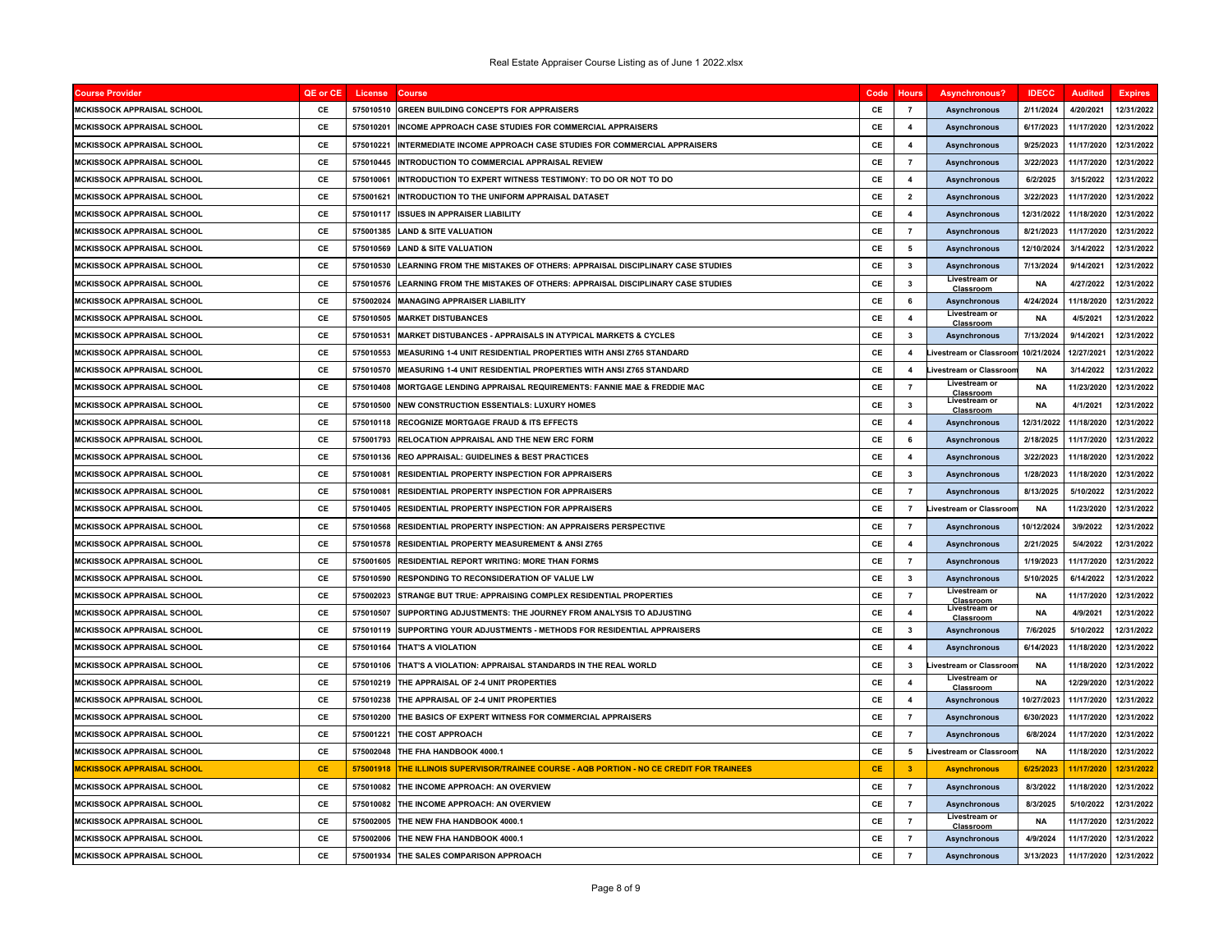| Course Provider | QE or CE | License | Course | Code | Hours | Asynchronous? | IDECC | Audited | Expires |
|---|---|---|---|---|---|---|---|---|---|
| MCKISSOCK APPRAISAL SCHOOL | CE | 575010510 | GREEN BUILDING CONCEPTS FOR APPRAISERS | CE | 7 | Asynchronous | 2/11/2024 | 4/20/2021 | 12/31/2022 |
| MCKISSOCK APPRAISAL SCHOOL | CE | 575010201 | INCOME APPROACH CASE STUDIES FOR COMMERCIAL APPRAISERS | CE | 4 | Asynchronous | 6/17/2023 | 11/17/2020 | 12/31/2022 |
| MCKISSOCK APPRAISAL SCHOOL | CE | 575010221 | INTERMEDIATE INCOME APPROACH CASE STUDIES FOR COMMERCIAL APPRAISERS | CE | 4 | Asynchronous | 9/25/2023 | 11/17/2020 | 12/31/2022 |
| MCKISSOCK APPRAISAL SCHOOL | CE | 575010445 | INTRODUCTION TO COMMERCIAL APPRAISAL REVIEW | CE | 7 | Asynchronous | 3/22/2023 | 11/17/2020 | 12/31/2022 |
| MCKISSOCK APPRAISAL SCHOOL | CE | 575010061 | INTRODUCTION TO EXPERT WITNESS TESTIMONY: TO DO OR NOT TO DO | CE | 4 | Asynchronous | 6/2/2025 | 3/15/2022 | 12/31/2022 |
| MCKISSOCK APPRAISAL SCHOOL | CE | 575001621 | INTRODUCTION TO THE UNIFORM APPRAISAL DATASET | CE | 2 | Asynchronous | 3/22/2023 | 11/17/2020 | 12/31/2022 |
| MCKISSOCK APPRAISAL SCHOOL | CE | 575010117 | ISSUES IN APPRAISER LIABILITY | CE | 4 | Asynchronous | 12/31/2022 | 11/18/2020 | 12/31/2022 |
| MCKISSOCK APPRAISAL SCHOOL | CE | 575001385 | LAND & SITE VALUATION | CE | 7 | Asynchronous | 8/21/2023 | 11/17/2020 | 12/31/2022 |
| MCKISSOCK APPRAISAL SCHOOL | CE | 575010569 | LAND & SITE VALUATION | CE | 5 | Asynchronous | 12/10/2024 | 3/14/2022 | 12/31/2022 |
| MCKISSOCK APPRAISAL SCHOOL | CE | 575010530 | LEARNING FROM THE MISTAKES OF OTHERS: APPRAISAL DISCIPLINARY CASE STUDIES | CE | 3 | Asynchronous | 7/13/2024 | 9/14/2021 | 12/31/2022 |
| MCKISSOCK APPRAISAL SCHOOL | CE | 575010576 | LEARNING FROM THE MISTAKES OF OTHERS: APPRAISAL DISCIPLINARY CASE STUDIES | CE | 3 | Livestream or Classroom | NA | 4/27/2022 | 12/31/2022 |
| MCKISSOCK APPRAISAL SCHOOL | CE | 575002024 | MANAGING APPRAISER LIABILITY | CE | 6 | Asynchronous | 4/24/2024 | 11/18/2020 | 12/31/2022 |
| MCKISSOCK APPRAISAL SCHOOL | CE | 575010505 | MARKET DISTUBANCES | CE | 4 | Livestream or Classroom | NA | 4/5/2021 | 12/31/2022 |
| MCKISSOCK APPRAISAL SCHOOL | CE | 575010531 | MARKET DISTUBANCES - APPRAISALS IN ATYPICAL MARKETS & CYCLES | CE | 3 | Asynchronous | 7/13/2024 | 9/14/2021 | 12/31/2022 |
| MCKISSOCK APPRAISAL SCHOOL | CE | 575010553 | MEASURING 1-4 UNIT RESIDENTIAL PROPERTIES WITH ANSI Z765 STANDARD | CE | 4 | Livestream or Classroom | 10/21/2024 | 12/27/2021 | 12/31/2022 |
| MCKISSOCK APPRAISAL SCHOOL | CE | 575010570 | MEASURING 1-4 UNIT RESIDENTIAL PROPERTIES WITH ANSI Z765 STANDARD | CE | 4 | Livestream or Classroom | NA | 3/14/2022 | 12/31/2022 |
| MCKISSOCK APPRAISAL SCHOOL | CE | 575010408 | MORTGAGE LENDING APPRAISAL REQUIREMENTS: FANNIE MAE & FREDDIE MAC | CE | 7 | Livestream or Classroom | NA | 11/23/2020 | 12/31/2022 |
| MCKISSOCK APPRAISAL SCHOOL | CE | 575010500 | NEW CONSTRUCTION ESSENTIALS: LUXURY HOMES | CE | 3 | Livestream or Classroom | NA | 4/1/2021 | 12/31/2022 |
| MCKISSOCK APPRAISAL SCHOOL | CE | 575010118 | RECOGNIZE MORTGAGE FRAUD & ITS EFFECTS | CE | 4 | Asynchronous | 12/31/2022 | 11/18/2020 | 12/31/2022 |
| MCKISSOCK APPRAISAL SCHOOL | CE | 575001793 | RELOCATION APPRAISAL AND THE NEW ERC FORM | CE | 6 | Asynchronous | 2/18/2025 | 11/17/2020 | 12/31/2022 |
| MCKISSOCK APPRAISAL SCHOOL | CE | 575010136 | REO APPRAISAL: GUIDELINES & BEST PRACTICES | CE | 4 | Asynchronous | 3/22/2023 | 11/18/2020 | 12/31/2022 |
| MCKISSOCK APPRAISAL SCHOOL | CE | 575010081 | RESIDENTIAL PROPERTY INSPECTION FOR APPRAISERS | CE | 3 | Asynchronous | 1/28/2023 | 11/18/2020 | 12/31/2022 |
| MCKISSOCK APPRAISAL SCHOOL | CE | 575010081 | RESIDENTIAL PROPERTY INSPECTION FOR APPRAISERS | CE | 7 | Asynchronous | 8/13/2025 | 5/10/2022 | 12/31/2022 |
| MCKISSOCK APPRAISAL SCHOOL | CE | 575010405 | RESIDENTIAL PROPERTY INSPECTION FOR APPRAISERS | CE | 7 | Livestream or Classroom | NA | 11/23/2020 | 12/31/2022 |
| MCKISSOCK APPRAISAL SCHOOL | CE | 575010568 | RESIDENTIAL PROPERTY INSPECTION: AN APPRAISERS PERSPECTIVE | CE | 7 | Asynchronous | 10/12/2024 | 3/9/2022 | 12/31/2022 |
| MCKISSOCK APPRAISAL SCHOOL | CE | 575010578 | RESIDENTIAL PROPERTY MEASUREMENT & ANSI Z765 | CE | 4 | Asynchronous | 2/21/2025 | 5/4/2022 | 12/31/2022 |
| MCKISSOCK APPRAISAL SCHOOL | CE | 575001605 | RESIDENTIAL REPORT WRITING: MORE THAN FORMS | CE | 7 | Asynchronous | 1/19/2023 | 11/17/2020 | 12/31/2022 |
| MCKISSOCK APPRAISAL SCHOOL | CE | 575010590 | RESPONDING TO RECONSIDERATION OF VALUE LW | CE | 3 | Asynchronous | 5/10/2025 | 6/14/2022 | 12/31/2022 |
| MCKISSOCK APPRAISAL SCHOOL | CE | 575002023 | STRANGE BUT TRUE: APPRAISING COMPLEX RESIDENTIAL PROPERTIES | CE | 7 | Livestream or Classroom | NA | 11/17/2020 | 12/31/2022 |
| MCKISSOCK APPRAISAL SCHOOL | CE | 575010507 | SUPPORTING ADJUSTMENTS: THE JOURNEY FROM ANALYSIS TO ADJUSTING | CE | 4 | Livestream or Classroom | NA | 4/9/2021 | 12/31/2022 |
| MCKISSOCK APPRAISAL SCHOOL | CE | 575010119 | SUPPORTING YOUR ADJUSTMENTS - METHODS FOR RESIDENTIAL APPRAISERS | CE | 3 | Asynchronous | 7/6/2025 | 5/10/2022 | 12/31/2022 |
| MCKISSOCK APPRAISAL SCHOOL | CE | 575010164 | THAT'S A VIOLATION | CE | 4 | Asynchronous | 6/14/2023 | 11/18/2020 | 12/31/2022 |
| MCKISSOCK APPRAISAL SCHOOL | CE | 575010106 | THAT'S A VIOLATION: APPRAISAL STANDARDS IN THE REAL WORLD | CE | 3 | Livestream or Classroom | NA | 11/18/2020 | 12/31/2022 |
| MCKISSOCK APPRAISAL SCHOOL | CE | 575010219 | THE APPRAISAL OF 2-4 UNIT PROPERTIES | CE | 4 | Livestream or Classroom | NA | 12/29/2020 | 12/31/2022 |
| MCKISSOCK APPRAISAL SCHOOL | CE | 575010238 | THE APPRAISAL OF 2-4 UNIT PROPERTIES | CE | 4 | Asynchronous | 10/27/2023 | 11/17/2020 | 12/31/2022 |
| MCKISSOCK APPRAISAL SCHOOL | CE | 575010200 | THE BASICS OF EXPERT WITNESS FOR COMMERCIAL APPRAISERS | CE | 7 | Asynchronous | 6/30/2023 | 11/17/2020 | 12/31/2022 |
| MCKISSOCK APPRAISAL SCHOOL | CE | 575001221 | THE COST APPROACH | CE | 7 | Asynchronous | 6/8/2024 | 11/17/2020 | 12/31/2022 |
| MCKISSOCK APPRAISAL SCHOOL | CE | 575002048 | THE FHA HANDBOOK 4000.1 | CE | 5 | Livestream or Classroom | NA | 11/18/2020 | 12/31/2022 |
| MCKISSOCK APPRAISAL SCHOOL | CE | 575001918 | THE ILLINOIS SUPERVISOR/TRAINEE COURSE - AQB PORTION - NO CE CREDIT FOR TRAINEES | CE | 3 | Asynchronous | 6/25/2023 | 11/17/2020 | 12/31/2022 |
| MCKISSOCK APPRAISAL SCHOOL | CE | 575010082 | THE INCOME APPROACH: AN OVERVIEW | CE | 7 | Asynchronous | 8/3/2022 | 11/18/2020 | 12/31/2022 |
| MCKISSOCK APPRAISAL SCHOOL | CE | 575010082 | THE INCOME APPROACH: AN OVERVIEW | CE | 7 | Asynchronous | 8/3/2025 | 5/10/2022 | 12/31/2022 |
| MCKISSOCK APPRAISAL SCHOOL | CE | 575002005 | THE NEW FHA HANDBOOK 4000.1 | CE | 7 | Livestream or Classroom | NA | 11/17/2020 | 12/31/2022 |
| MCKISSOCK APPRAISAL SCHOOL | CE | 575002006 | THE NEW FHA HANDBOOK 4000.1 | CE | 7 | Asynchronous | 4/9/2024 | 11/17/2020 | 12/31/2022 |
| MCKISSOCK APPRAISAL SCHOOL | CE | 575001934 | THE SALES COMPARISON APPROACH | CE | 7 | Asynchronous | 3/13/2023 | 11/17/2020 | 12/31/2022 |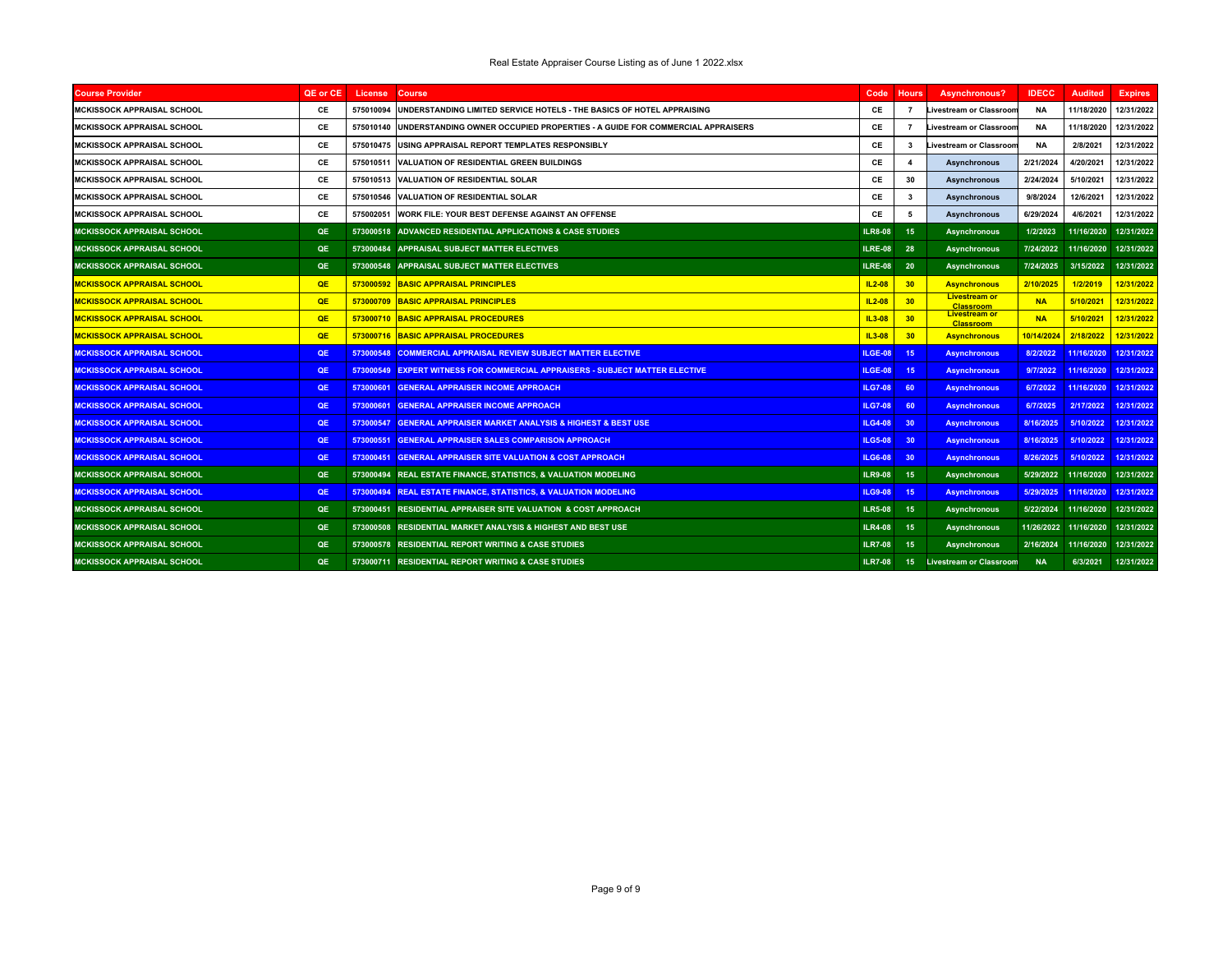Real Estate Appraiser Course Listing as of June 1 2022.xlsx

| Course Provider | QE or CE | License | Course | Code | Hours | Asynchronous? | IDECC | Audited | Expires |
|---|---|---|---|---|---|---|---|---|---|
| MCKISSOCK APPRAISAL SCHOOL | CE | 575010094 | UNDERSTANDING LIMITED SERVICE HOTELS - THE BASICS OF HOTEL APPRAISING | CE | 7 | Livestream or Classroom | NA | 11/18/2020 | 12/31/2022 |
| MCKISSOCK APPRAISAL SCHOOL | CE | 575010140 | UNDERSTANDING OWNER OCCUPIED PROPERTIES - A GUIDE FOR COMMERCIAL APPRAISERS | CE | 7 | Livestream or Classroom | NA | 11/18/2020 | 12/31/2022 |
| MCKISSOCK APPRAISAL SCHOOL | CE | 575010475 | USING APPRAISAL REPORT TEMPLATES RESPONSIBLY | CE | 3 | Livestream or Classroom | NA | 2/8/2021 | 12/31/2022 |
| MCKISSOCK APPRAISAL SCHOOL | CE | 575010511 | VALUATION OF RESIDENTIAL GREEN BUILDINGS | CE | 4 | Asynchronous | 2/21/2024 | 4/20/2021 | 12/31/2022 |
| MCKISSOCK APPRAISAL SCHOOL | CE | 575010513 | VALUATION OF RESIDENTIAL SOLAR | CE | 30 | Asynchronous | 2/24/2024 | 5/10/2021 | 12/31/2022 |
| MCKISSOCK APPRAISAL SCHOOL | CE | 575010546 | VALUATION OF RESIDENTIAL SOLAR | CE | 3 | Asynchronous | 9/8/2024 | 12/6/2021 | 12/31/2022 |
| MCKISSOCK APPRAISAL SCHOOL | CE | 575002051 | WORK FILE: YOUR BEST DEFENSE AGAINST AN OFFENSE | CE | 5 | Asynchronous | 6/29/2024 | 4/6/2021 | 12/31/2022 |
| MCKISSOCK APPRAISAL SCHOOL | QE | 573000518 | ADVANCED RESIDENTIAL APPLICATIONS & CASE STUDIES | ILR8-08 | 15 | Asynchronous | 1/2/2023 | 11/16/2020 | 12/31/2022 |
| MCKISSOCK APPRAISAL SCHOOL | QE | 573000484 | APPRAISAL SUBJECT MATTER ELECTIVES | ILRE-08 | 28 | Asynchronous | 7/24/2022 | 11/16/2020 | 12/31/2022 |
| MCKISSOCK APPRAISAL SCHOOL | QE | 573000548 | APPRAISAL SUBJECT MATTER ELECTIVES | ILRE-08 | 20 | Asynchronous | 7/24/2025 | 3/15/2022 | 12/31/2022 |
| MCKISSOCK APPRAISAL SCHOOL | QE | 573000592 | BASIC APPRAISAL PRINCIPLES | IL2-08 | 30 | Asynchronous | 2/10/2025 | 1/2/2019 | 12/31/2022 |
| MCKISSOCK APPRAISAL SCHOOL | QE | 573000709 | BASIC APPRAISAL PRINCIPLES | IL2-08 | 30 | Livestream or Classroom | NA | 5/10/2021 | 12/31/2022 |
| MCKISSOCK APPRAISAL SCHOOL | QE | 573000710 | BASIC APPRAISAL PROCEDURES | IL3-08 | 30 | Livestream or Classroom | NA | 5/10/2021 | 12/31/2022 |
| MCKISSOCK APPRAISAL SCHOOL | QE | 573000716 | BASIC APPRAISAL PROCEDURES | IL3-08 | 30 | Asynchronous | 10/14/2024 | 2/18/2022 | 12/31/2022 |
| MCKISSOCK APPRAISAL SCHOOL | QE | 573000548 | COMMERCIAL APPRAISAL REVIEW SUBJECT MATTER ELECTIVE | ILGE-08 | 15 | Asynchronous | 8/2/2022 | 11/16/2020 | 12/31/2022 |
| MCKISSOCK APPRAISAL SCHOOL | QE | 573000549 | EXPERT WITNESS FOR COMMERCIAL APPRAISERS - SUBJECT MATTER ELECTIVE | ILGE-08 | 15 | Asynchronous | 9/7/2022 | 11/16/2020 | 12/31/2022 |
| MCKISSOCK APPRAISAL SCHOOL | QE | 573000601 | GENERAL APPRAISER INCOME APPROACH | ILG7-08 | 60 | Asynchronous | 6/7/2022 | 11/16/2020 | 12/31/2022 |
| MCKISSOCK APPRAISAL SCHOOL | QE | 573000601 | GENERAL APPRAISER INCOME APPROACH | ILG7-08 | 60 | Asynchronous | 6/7/2025 | 2/17/2022 | 12/31/2022 |
| MCKISSOCK APPRAISAL SCHOOL | QE | 573000547 | GENERAL APPRAISER MARKET ANALYSIS & HIGHEST & BEST USE | ILG4-08 | 30 | Asynchronous | 8/16/2025 | 5/10/2022 | 12/31/2022 |
| MCKISSOCK APPRAISAL SCHOOL | QE | 573000551 | GENERAL APPRAISER SALES COMPARISON APPROACH | ILG5-08 | 30 | Asynchronous | 8/16/2025 | 5/10/2022 | 12/31/2022 |
| MCKISSOCK APPRAISAL SCHOOL | QE | 573000451 | GENERAL APPRAISER SITE VALUATION & COST APPROACH | ILG6-08 | 30 | Asynchronous | 8/26/2025 | 5/10/2022 | 12/31/2022 |
| MCKISSOCK APPRAISAL SCHOOL | QE | 573000494 | REAL ESTATE FINANCE, STATISTICS, & VALUATION MODELING | ILR9-08 | 15 | Asynchronous | 5/29/2022 | 11/16/2020 | 12/31/2022 |
| MCKISSOCK APPRAISAL SCHOOL | QE | 573000494 | REAL ESTATE FINANCE, STATISTICS, & VALUATION MODELING | ILG9-08 | 15 | Asynchronous | 5/29/2025 | 11/16/2020 | 12/31/2022 |
| MCKISSOCK APPRAISAL SCHOOL | QE | 573000451 | RESIDENTIAL APPRAISER SITE VALUATION & COST APPROACH | ILR5-08 | 15 | Asynchronous | 5/22/2024 | 11/16/2020 | 12/31/2022 |
| MCKISSOCK APPRAISAL SCHOOL | QE | 573000508 | RESIDENTIAL MARKET ANALYSIS & HIGHEST AND BEST USE | ILR4-08 | 15 | Asynchronous | 11/26/2022 | 11/16/2020 | 12/31/2022 |
| MCKISSOCK APPRAISAL SCHOOL | QE | 573000578 | RESIDENTIAL REPORT WRITING & CASE STUDIES | ILR7-08 | 15 | Asynchronous | 2/16/2024 | 11/16/2020 | 12/31/2022 |
| MCKISSOCK APPRAISAL SCHOOL | QE | 573000711 | RESIDENTIAL REPORT WRITING & CASE STUDIES | ILR7-08 | 15 | Livestream or Classroom | NA | 6/3/2021 | 12/31/2022 |